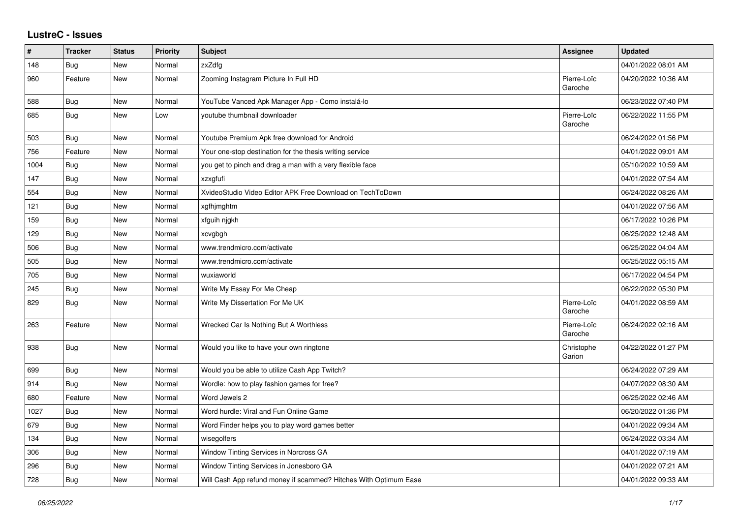# LustreC - Issues

| # | Tracker | Status | Priority | Subject | Assignee | Updated |
|---|---|---|---|---|---|---|
| 148 | Bug | New | Normal | zxZdfg | | 04/01/2022 08:01 AM |
| 960 | Feature | New | Normal | Zooming Instagram Picture In Full HD | Pierre-Loïc Garoche | 04/20/2022 10:36 AM |
| 588 | Bug | New | Normal | YouTube Vanced Apk Manager App - Como instalá-lo | | 06/23/2022 07:40 PM |
| 685 | Bug | New | Low | youtube thumbnail downloader | Pierre-Loïc Garoche | 06/22/2022 11:55 PM |
| 503 | Bug | New | Normal | Youtube Premium Apk free download for Android | | 06/24/2022 01:56 PM |
| 756 | Feature | New | Normal | Your one-stop destination for the thesis writing service | | 04/01/2022 09:01 AM |
| 1004 | Bug | New | Normal | you get to pinch and drag a man with a very flexible face | | 05/10/2022 10:59 AM |
| 147 | Bug | New | Normal | xzxgfufi | | 04/01/2022 07:54 AM |
| 554 | Bug | New | Normal | XvideoStudio Video Editor APK Free Download on TechToDown | | 06/24/2022 08:26 AM |
| 121 | Bug | New | Normal | xgfhjmghtm | | 04/01/2022 07:56 AM |
| 159 | Bug | New | Normal | xfguih njgkh | | 06/17/2022 10:26 PM |
| 129 | Bug | New | Normal | xcvgbgh | | 06/25/2022 12:48 AM |
| 506 | Bug | New | Normal | www.trendmicro.com/activate | | 06/25/2022 04:04 AM |
| 505 | Bug | New | Normal | www.trendmicro.com/activate | | 06/25/2022 05:15 AM |
| 705 | Bug | New | Normal | wuxiaworld | | 06/17/2022 04:54 PM |
| 245 | Bug | New | Normal | Write My Essay For Me Cheap | | 06/22/2022 05:30 PM |
| 829 | Bug | New | Normal | Write My Dissertation For Me UK | Pierre-Loïc Garoche | 04/01/2022 08:59 AM |
| 263 | Feature | New | Normal | Wrecked Car Is Nothing But A Worthless | Pierre-Loïc Garoche | 06/24/2022 02:16 AM |
| 938 | Bug | New | Normal | Would you like to have your own ringtone | Christophe Garion | 04/22/2022 01:27 PM |
| 699 | Bug | New | Normal | Would you be able to utilize Cash App Twitch? | | 06/24/2022 07:29 AM |
| 914 | Bug | New | Normal | Wordle: how to play fashion games for free? | | 04/07/2022 08:30 AM |
| 680 | Feature | New | Normal | Word Jewels 2 | | 06/25/2022 02:46 AM |
| 1027 | Bug | New | Normal | Word hurdle: Viral and Fun Online Game | | 06/20/2022 01:36 PM |
| 679 | Bug | New | Normal | Word Finder helps you to play word games better | | 04/01/2022 09:34 AM |
| 134 | Bug | New | Normal | wisegolfers | | 06/24/2022 03:34 AM |
| 306 | Bug | New | Normal | Window Tinting Services in Norcross GA | | 04/01/2022 07:19 AM |
| 296 | Bug | New | Normal | Window Tinting Services in Jonesboro GA | | 04/01/2022 07:21 AM |
| 728 | Bug | New | Normal | Will Cash App refund money if scammed? Hitches With Optimum Ease | | 04/01/2022 09:33 AM |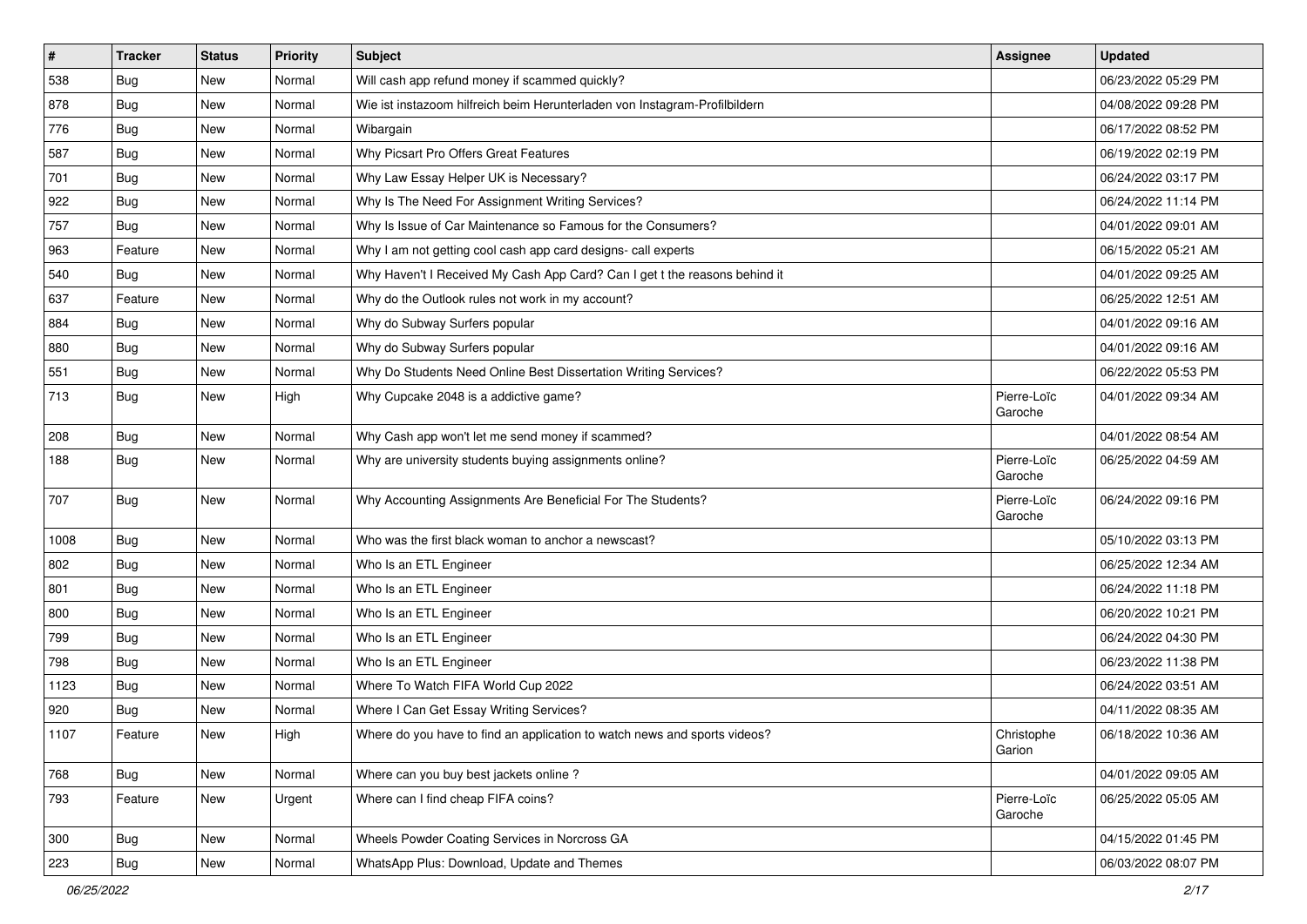| # | Tracker | Status | Priority | Subject | Assignee | Updated |
|---|---|---|---|---|---|---|
| 538 | Bug | New | Normal | Will cash app refund money if scammed quickly? | | 06/23/2022 05:29 PM |
| 878 | Bug | New | Normal | Wie ist instazoom hilfreich beim Herunterladen von Instagram-Profilbildern | | 04/08/2022 09:28 PM |
| 776 | Bug | New | Normal | Wibargain | | 06/17/2022 08:52 PM |
| 587 | Bug | New | Normal | Why Picsart Pro Offers Great Features | | 06/19/2022 02:19 PM |
| 701 | Bug | New | Normal | Why Law Essay Helper UK is Necessary? | | 06/24/2022 03:17 PM |
| 922 | Bug | New | Normal | Why Is The Need For Assignment Writing Services? | | 06/24/2022 11:14 PM |
| 757 | Bug | New | Normal | Why Is Issue of Car Maintenance so Famous for the Consumers? | | 04/01/2022 09:01 AM |
| 963 | Feature | New | Normal | Why I am not getting cool cash app card designs- call experts | | 06/15/2022 05:21 AM |
| 540 | Bug | New | Normal | Why Haven't I Received My Cash App Card? Can I get t the reasons behind it | | 04/01/2022 09:25 AM |
| 637 | Feature | New | Normal | Why do the Outlook rules not work in my account? | | 06/25/2022 12:51 AM |
| 884 | Bug | New | Normal | Why do Subway Surfers popular | | 04/01/2022 09:16 AM |
| 880 | Bug | New | Normal | Why do Subway Surfers popular | | 04/01/2022 09:16 AM |
| 551 | Bug | New | Normal | Why Do Students Need Online Best Dissertation Writing Services? | | 06/22/2022 05:53 PM |
| 713 | Bug | New | High | Why Cupcake 2048 is a addictive game? | Pierre-Loïc Garoche | 04/01/2022 09:34 AM |
| 208 | Bug | New | Normal | Why Cash app won't let me send money if scammed? | | 04/01/2022 08:54 AM |
| 188 | Bug | New | Normal | Why are university students buying assignments online? | Pierre-Loïc Garoche | 06/25/2022 04:59 AM |
| 707 | Bug | New | Normal | Why Accounting Assignments Are Beneficial For The Students? | Pierre-Loïc Garoche | 06/24/2022 09:16 PM |
| 1008 | Bug | New | Normal | Who was the first black woman to anchor a newscast? | | 05/10/2022 03:13 PM |
| 802 | Bug | New | Normal | Who Is an ETL Engineer | | 06/25/2022 12:34 AM |
| 801 | Bug | New | Normal | Who Is an ETL Engineer | | 06/24/2022 11:18 PM |
| 800 | Bug | New | Normal | Who Is an ETL Engineer | | 06/20/2022 10:21 PM |
| 799 | Bug | New | Normal | Who Is an ETL Engineer | | 06/24/2022 04:30 PM |
| 798 | Bug | New | Normal | Who Is an ETL Engineer | | 06/23/2022 11:38 PM |
| 1123 | Bug | New | Normal | Where To Watch FIFA World Cup 2022 | | 06/24/2022 03:51 AM |
| 920 | Bug | New | Normal | Where I Can Get Essay Writing Services? | | 04/11/2022 08:35 AM |
| 1107 | Feature | New | High | Where do you have to find an application to watch news and sports videos? | Christophe Garion | 06/18/2022 10:36 AM |
| 768 | Bug | New | Normal | Where can you buy best jackets online ? | | 04/01/2022 09:05 AM |
| 793 | Feature | New | Urgent | Where can I find cheap FIFA coins? | Pierre-Loïc Garoche | 06/25/2022 05:05 AM |
| 300 | Bug | New | Normal | Wheels Powder Coating Services in Norcross GA | | 04/15/2022 01:45 PM |
| 223 | Bug | New | Normal | WhatsApp Plus: Download, Update and Themes | | 06/03/2022 08:07 PM |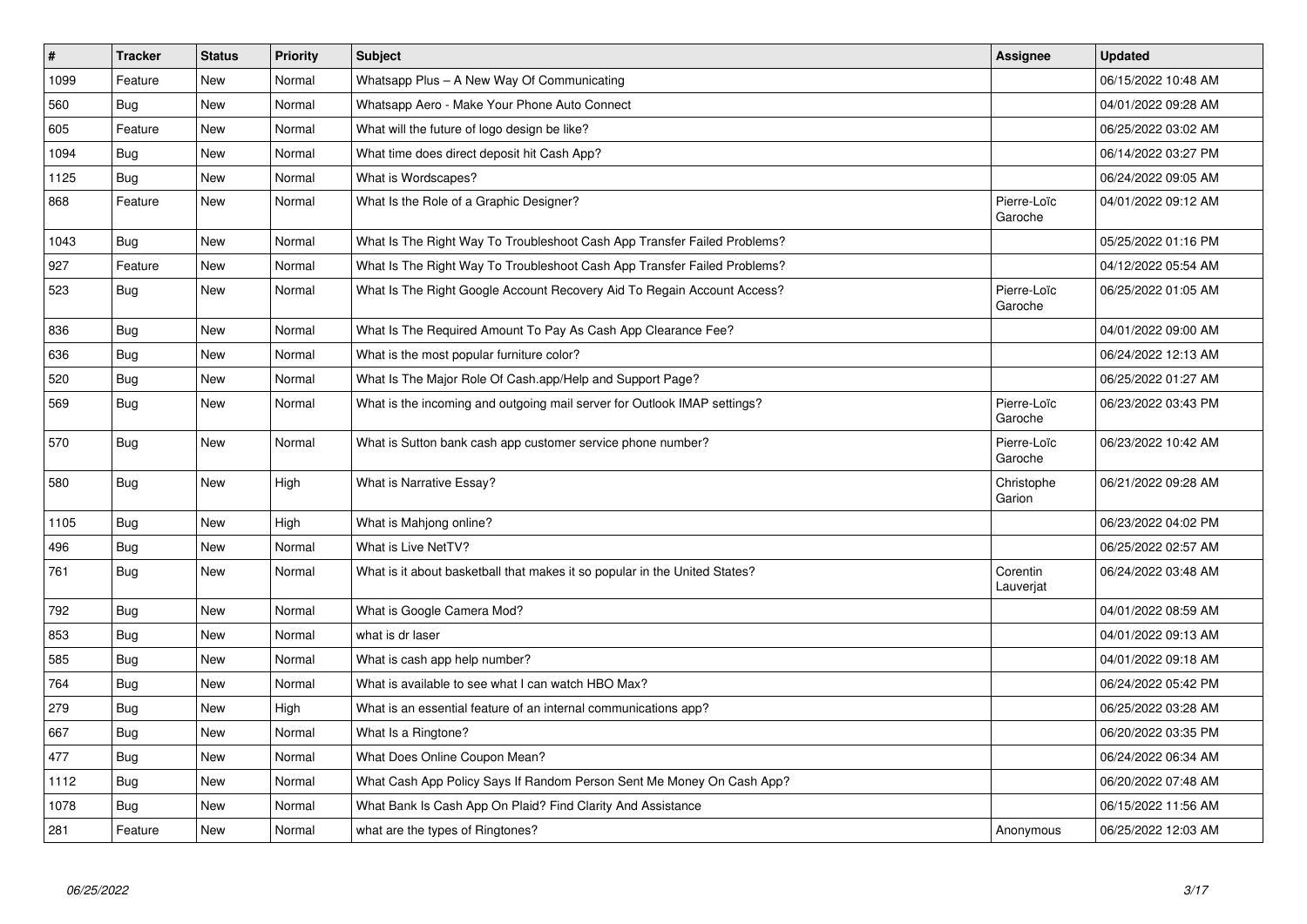| # | Tracker | Status | Priority | Subject | Assignee | Updated |
|---|---|---|---|---|---|---|
| 1099 | Feature | New | Normal | Whatsapp Plus – A New Way Of Communicating | | 06/15/2022 10:48 AM |
| 560 | Bug | New | Normal | Whatsapp Aero - Make Your Phone Auto Connect | | 04/01/2022 09:28 AM |
| 605 | Feature | New | Normal | What will the future of logo design be like? | | 06/25/2022 03:02 AM |
| 1094 | Bug | New | Normal | What time does direct deposit hit Cash App? | | 06/14/2022 03:27 PM |
| 1125 | Bug | New | Normal | What is Wordscapes? | | 06/24/2022 09:05 AM |
| 868 | Feature | New | Normal | What Is the Role of a Graphic Designer? | Pierre-Loïc Garoche | 04/01/2022 09:12 AM |
| 1043 | Bug | New | Normal | What Is The Right Way To Troubleshoot Cash App Transfer Failed Problems? | | 05/25/2022 01:16 PM |
| 927 | Feature | New | Normal | What Is The Right Way To Troubleshoot Cash App Transfer Failed Problems? | | 04/12/2022 05:54 AM |
| 523 | Bug | New | Normal | What Is The Right Google Account Recovery Aid To Regain Account Access? | Pierre-Loïc Garoche | 06/25/2022 01:05 AM |
| 836 | Bug | New | Normal | What Is The Required Amount To Pay As Cash App Clearance Fee? | | 04/01/2022 09:00 AM |
| 636 | Bug | New | Normal | What is the most popular furniture color? | | 06/24/2022 12:13 AM |
| 520 | Bug | New | Normal | What Is The Major Role Of Cash.app/Help and Support Page? | | 06/25/2022 01:27 AM |
| 569 | Bug | New | Normal | What is the incoming and outgoing mail server for Outlook IMAP settings? | Pierre-Loïc Garoche | 06/23/2022 03:43 PM |
| 570 | Bug | New | Normal | What is Sutton bank cash app customer service phone number? | Pierre-Loïc Garoche | 06/23/2022 10:42 AM |
| 580 | Bug | New | High | What is Narrative Essay? | Christophe Garion | 06/21/2022 09:28 AM |
| 1105 | Bug | New | High | What is Mahjong online? | | 06/23/2022 04:02 PM |
| 496 | Bug | New | Normal | What is Live NetTV? | | 06/25/2022 02:57 AM |
| 761 | Bug | New | Normal | What is it about basketball that makes it so popular in the United States? | Corentin Lauverjat | 06/24/2022 03:48 AM |
| 792 | Bug | New | Normal | What is Google Camera Mod? | | 04/01/2022 08:59 AM |
| 853 | Bug | New | Normal | what is dr laser | | 04/01/2022 09:13 AM |
| 585 | Bug | New | Normal | What is cash app help number? | | 04/01/2022 09:18 AM |
| 764 | Bug | New | Normal | What is available to see what I can watch HBO Max? | | 06/24/2022 05:42 PM |
| 279 | Bug | New | High | What is an essential feature of an internal communications app? | | 06/25/2022 03:28 AM |
| 667 | Bug | New | Normal | What Is a Ringtone? | | 06/20/2022 03:35 PM |
| 477 | Bug | New | Normal | What Does Online Coupon Mean? | | 06/24/2022 06:34 AM |
| 1112 | Bug | New | Normal | What Cash App Policy Says If Random Person Sent Me Money On Cash App? | | 06/20/2022 07:48 AM |
| 1078 | Bug | New | Normal | What Bank Is Cash App On Plaid? Find Clarity And Assistance | | 06/15/2022 11:56 AM |
| 281 | Feature | New | Normal | what are the types of Ringtones? | Anonymous | 06/25/2022 12:03 AM |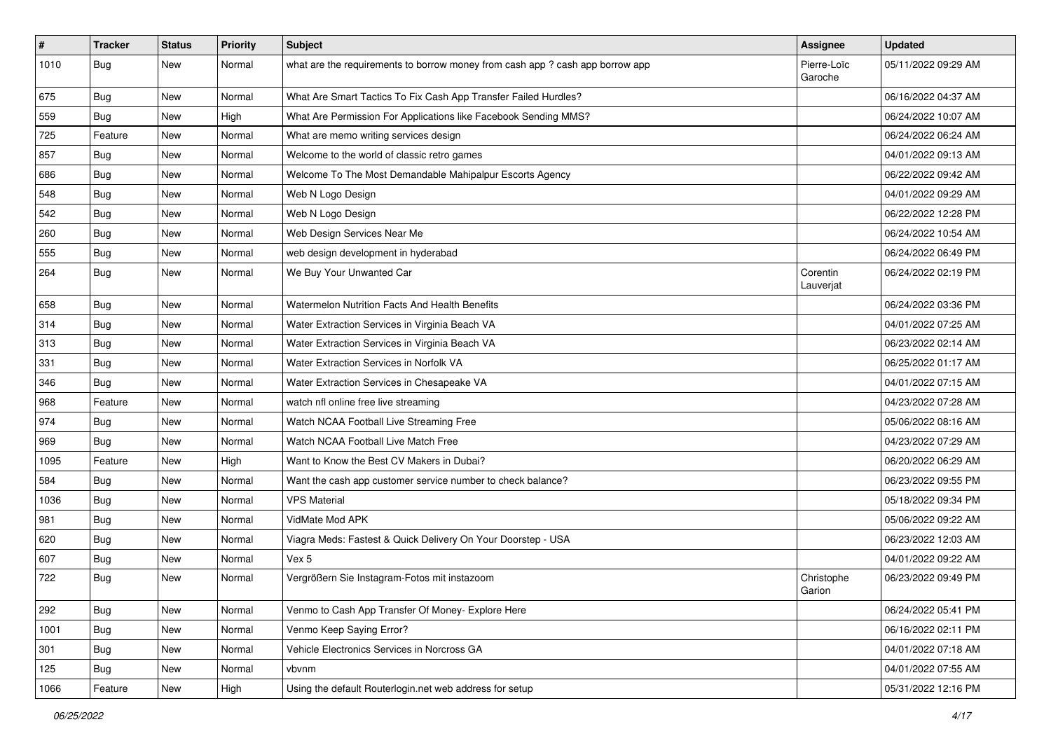| # | Tracker | Status | Priority | Subject | Assignee | Updated |
|---|---|---|---|---|---|---|
| 1010 | Bug | New | Normal | what are the requirements to borrow money from cash app ? cash app borrow app | Pierre-Loïc Garoche | 05/11/2022 09:29 AM |
| 675 | Bug | New | Normal | What Are Smart Tactics To Fix Cash App Transfer Failed Hurdles? | | 06/16/2022 04:37 AM |
| 559 | Bug | New | High | What Are Permission For Applications like Facebook Sending MMS? | | 06/24/2022 10:07 AM |
| 725 | Feature | New | Normal | What are memo writing services design | | 06/24/2022 06:24 AM |
| 857 | Bug | New | Normal | Welcome to the world of classic retro games | | 04/01/2022 09:13 AM |
| 686 | Bug | New | Normal | Welcome To The Most Demandable Mahipalpur Escorts Agency | | 06/22/2022 09:42 AM |
| 548 | Bug | New | Normal | Web N Logo Design | | 04/01/2022 09:29 AM |
| 542 | Bug | New | Normal | Web N Logo Design | | 06/22/2022 12:28 PM |
| 260 | Bug | New | Normal | Web Design Services Near Me | | 06/24/2022 10:54 AM |
| 555 | Bug | New | Normal | web design development in hyderabad | | 06/24/2022 06:49 PM |
| 264 | Bug | New | Normal | We Buy Your Unwanted Car | Corentin Lauverjat | 06/24/2022 02:19 PM |
| 658 | Bug | New | Normal | Watermelon Nutrition Facts And Health Benefits | | 06/24/2022 03:36 PM |
| 314 | Bug | New | Normal | Water Extraction Services in Virginia Beach VA | | 04/01/2022 07:25 AM |
| 313 | Bug | New | Normal | Water Extraction Services in Virginia Beach VA | | 06/23/2022 02:14 AM |
| 331 | Bug | New | Normal | Water Extraction Services in Norfolk VA | | 06/25/2022 01:17 AM |
| 346 | Bug | New | Normal | Water Extraction Services in Chesapeake VA | | 04/01/2022 07:15 AM |
| 968 | Feature | New | Normal | watch nfl online free live streaming | | 04/23/2022 07:28 AM |
| 974 | Bug | New | Normal | Watch NCAA Football Live Streaming Free | | 05/06/2022 08:16 AM |
| 969 | Bug | New | Normal | Watch NCAA Football Live Match Free | | 04/23/2022 07:29 AM |
| 1095 | Feature | New | High | Want to Know the Best CV Makers in Dubai? | | 06/20/2022 06:29 AM |
| 584 | Bug | New | Normal | Want the cash app customer service number to check balance? | | 06/23/2022 09:55 PM |
| 1036 | Bug | New | Normal | VPS Material | | 05/18/2022 09:34 PM |
| 981 | Bug | New | Normal | VidMate Mod APK | | 05/06/2022 09:22 AM |
| 620 | Bug | New | Normal | Viagra Meds: Fastest & Quick Delivery On Your Doorstep - USA | | 06/23/2022 12:03 AM |
| 607 | Bug | New | Normal | Vex 5 | | 04/01/2022 09:22 AM |
| 722 | Bug | New | Normal | Vergrößern Sie Instagram-Fotos mit instazoom | Christophe Garion | 06/23/2022 09:49 PM |
| 292 | Bug | New | Normal | Venmo to Cash App Transfer Of Money- Explore Here | | 06/24/2022 05:41 PM |
| 1001 | Bug | New | Normal | Venmo Keep Saying Error? | | 06/16/2022 02:11 PM |
| 301 | Bug | New | Normal | Vehicle Electronics Services in Norcross GA | | 04/01/2022 07:18 AM |
| 125 | Bug | New | Normal | vbvnm | | 04/01/2022 07:55 AM |
| 1066 | Feature | New | High | Using the default Routerlogin.net web address for setup | | 05/31/2022 12:16 PM |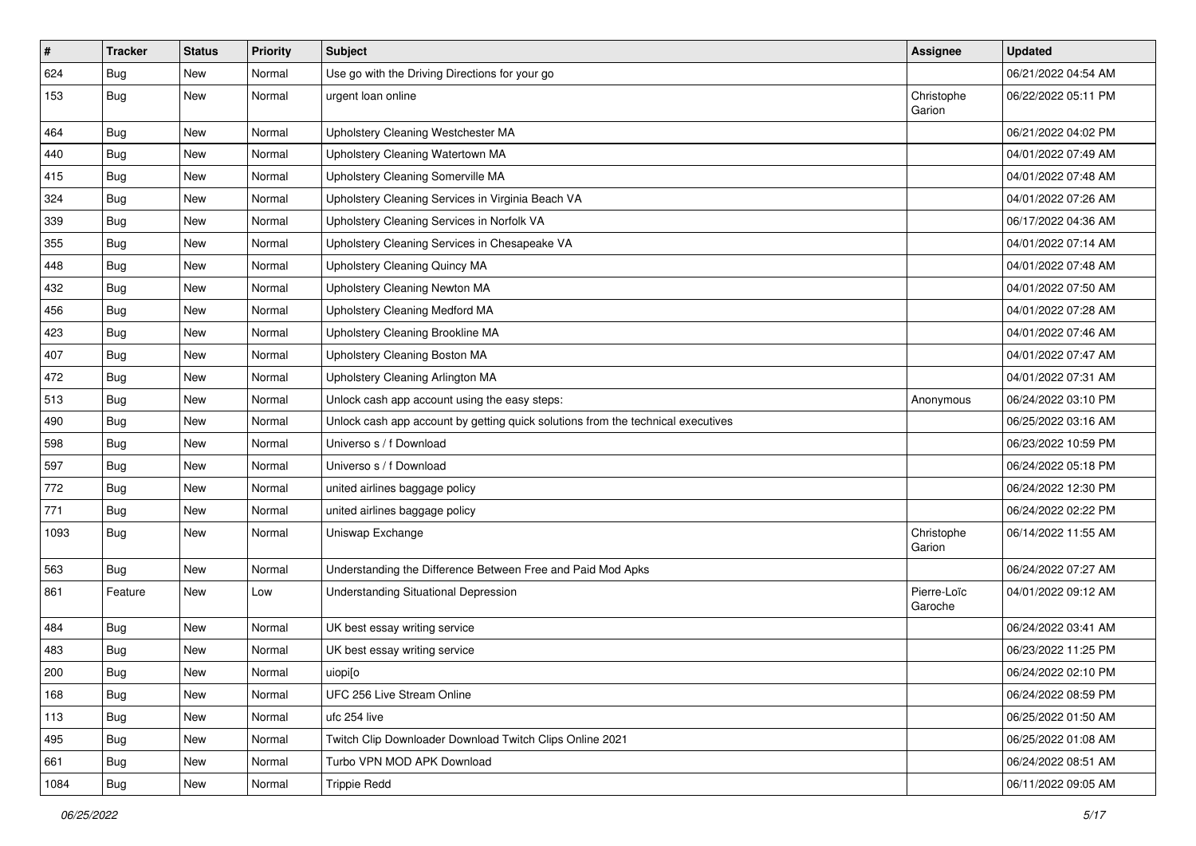| # | Tracker | Status | Priority | Subject | Assignee | Updated |
|---|---|---|---|---|---|---|
| 624 | Bug | New | Normal | Use go with the Driving Directions for your go | | 06/21/2022 04:54 AM |
| 153 | Bug | New | Normal | urgent loan online | Christophe Garion | 06/22/2022 05:11 PM |
| 464 | Bug | New | Normal | Upholstery Cleaning Westchester MA | | 06/21/2022 04:02 PM |
| 440 | Bug | New | Normal | Upholstery Cleaning Watertown MA | | 04/01/2022 07:49 AM |
| 415 | Bug | New | Normal | Upholstery Cleaning Somerville MA | | 04/01/2022 07:48 AM |
| 324 | Bug | New | Normal | Upholstery Cleaning Services in Virginia Beach VA | | 04/01/2022 07:26 AM |
| 339 | Bug | New | Normal | Upholstery Cleaning Services in Norfolk VA | | 06/17/2022 04:36 AM |
| 355 | Bug | New | Normal | Upholstery Cleaning Services in Chesapeake VA | | 04/01/2022 07:14 AM |
| 448 | Bug | New | Normal | Upholstery Cleaning Quincy MA | | 04/01/2022 07:48 AM |
| 432 | Bug | New | Normal | Upholstery Cleaning Newton MA | | 04/01/2022 07:50 AM |
| 456 | Bug | New | Normal | Upholstery Cleaning Medford MA | | 04/01/2022 07:28 AM |
| 423 | Bug | New | Normal | Upholstery Cleaning Brookline MA | | 04/01/2022 07:46 AM |
| 407 | Bug | New | Normal | Upholstery Cleaning Boston MA | | 04/01/2022 07:47 AM |
| 472 | Bug | New | Normal | Upholstery Cleaning Arlington MA | | 04/01/2022 07:31 AM |
| 513 | Bug | New | Normal | Unlock cash app account using the easy steps: | Anonymous | 06/24/2022 03:10 PM |
| 490 | Bug | New | Normal | Unlock cash app account by getting quick solutions from the technical executives | | 06/25/2022 03:16 AM |
| 598 | Bug | New | Normal | Universo s / f Download | | 06/23/2022 10:59 PM |
| 597 | Bug | New | Normal | Universo s / f Download | | 06/24/2022 05:18 PM |
| 772 | Bug | New | Normal | united airlines baggage policy | | 06/24/2022 12:30 PM |
| 771 | Bug | New | Normal | united airlines baggage policy | | 06/24/2022 02:22 PM |
| 1093 | Bug | New | Normal | Uniswap Exchange | Christophe Garion | 06/14/2022 11:55 AM |
| 563 | Bug | New | Normal | Understanding the Difference Between Free and Paid Mod Apks | | 06/24/2022 07:27 AM |
| 861 | Feature | New | Low | Understanding Situational Depression | Pierre-Loïc Garoche | 04/01/2022 09:12 AM |
| 484 | Bug | New | Normal | UK best essay writing service | | 06/24/2022 03:41 AM |
| 483 | Bug | New | Normal | UK best essay writing service | | 06/23/2022 11:25 PM |
| 200 | Bug | New | Normal | uiopi[o | | 06/24/2022 02:10 PM |
| 168 | Bug | New | Normal | UFC 256 Live Stream Online | | 06/24/2022 08:59 PM |
| 113 | Bug | New | Normal | ufc 254 live | | 06/25/2022 01:50 AM |
| 495 | Bug | New | Normal | Twitch Clip Downloader Download Twitch Clips Online 2021 | | 06/25/2022 01:08 AM |
| 661 | Bug | New | Normal | Turbo VPN MOD APK Download | | 06/24/2022 08:51 AM |
| 1084 | Bug | New | Normal | Trippie Redd | | 06/11/2022 09:05 AM |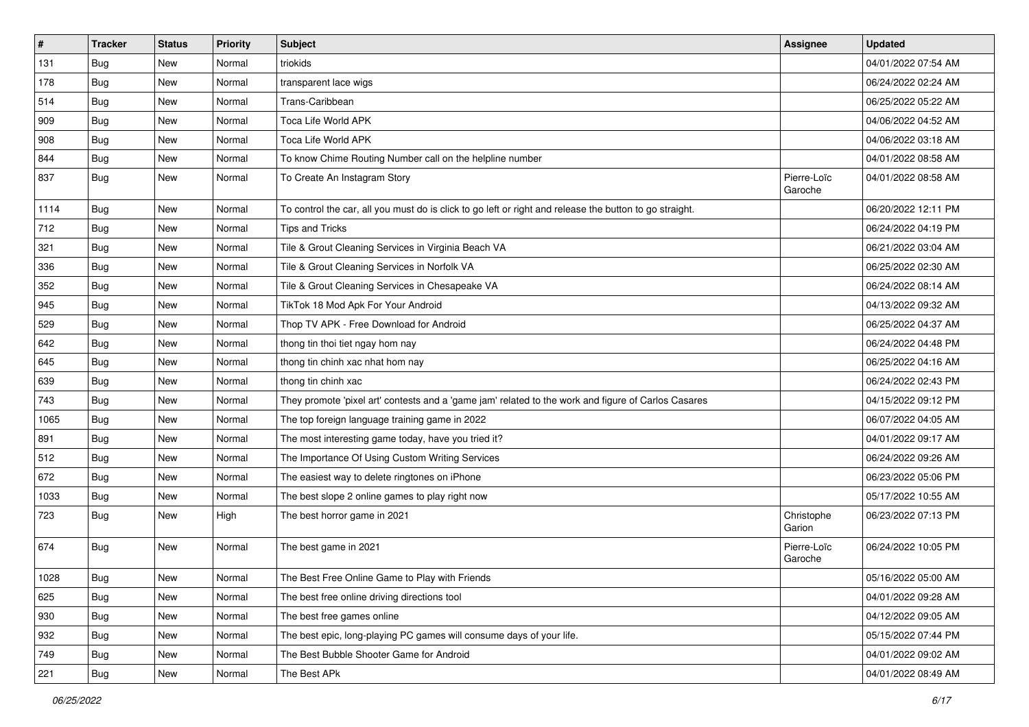| # | Tracker | Status | Priority | Subject | Assignee | Updated |
|---|---|---|---|---|---|---|
| 131 | Bug | New | Normal | triokids | | 04/01/2022 07:54 AM |
| 178 | Bug | New | Normal | transparent lace wigs | | 06/24/2022 02:24 AM |
| 514 | Bug | New | Normal | Trans-Caribbean | | 06/25/2022 05:22 AM |
| 909 | Bug | New | Normal | Toca Life World APK | | 04/06/2022 04:52 AM |
| 908 | Bug | New | Normal | Toca Life World APK | | 04/06/2022 03:18 AM |
| 844 | Bug | New | Normal | To know Chime Routing Number call on the helpline number | | 04/01/2022 08:58 AM |
| 837 | Bug | New | Normal | To Create An Instagram Story | Pierre-Loïc Garoche | 04/01/2022 08:58 AM |
| 1114 | Bug | New | Normal | To control the car, all you must do is click to go left or right and release the button to go straight. | | 06/20/2022 12:11 PM |
| 712 | Bug | New | Normal | Tips and Tricks | | 06/24/2022 04:19 PM |
| 321 | Bug | New | Normal | Tile & Grout Cleaning Services in Virginia Beach VA | | 06/21/2022 03:04 AM |
| 336 | Bug | New | Normal | Tile & Grout Cleaning Services in Norfolk VA | | 06/25/2022 02:30 AM |
| 352 | Bug | New | Normal | Tile & Grout Cleaning Services in Chesapeake VA | | 06/24/2022 08:14 AM |
| 945 | Bug | New | Normal | TikTok 18 Mod Apk For Your Android | | 04/13/2022 09:32 AM |
| 529 | Bug | New | Normal | Thop TV APK - Free Download for Android | | 06/25/2022 04:37 AM |
| 642 | Bug | New | Normal | thong tin thoi tiet ngay hom nay | | 06/24/2022 04:48 PM |
| 645 | Bug | New | Normal | thong tin chinh xac nhat hom nay | | 06/25/2022 04:16 AM |
| 639 | Bug | New | Normal | thong tin chinh xac | | 06/24/2022 02:43 PM |
| 743 | Bug | New | Normal | They promote 'pixel art' contests and a 'game jam' related to the work and figure of Carlos Casares | | 04/15/2022 09:12 PM |
| 1065 | Bug | New | Normal | The top foreign language training game in 2022 | | 06/07/2022 04:05 AM |
| 891 | Bug | New | Normal | The most interesting game today, have you tried it? | | 04/01/2022 09:17 AM |
| 512 | Bug | New | Normal | The Importance Of Using Custom Writing Services | | 06/24/2022 09:26 AM |
| 672 | Bug | New | Normal | The easiest way to delete ringtones on iPhone | | 06/23/2022 05:06 PM |
| 1033 | Bug | New | Normal | The best slope 2 online games to play right now | | 05/17/2022 10:55 AM |
| 723 | Bug | New | High | The best horror game in 2021 | Christophe Garion | 06/23/2022 07:13 PM |
| 674 | Bug | New | Normal | The best game in 2021 | Pierre-Loïc Garoche | 06/24/2022 10:05 PM |
| 1028 | Bug | New | Normal | The Best Free Online Game to Play with Friends | | 05/16/2022 05:00 AM |
| 625 | Bug | New | Normal | The best free online driving directions tool | | 04/01/2022 09:28 AM |
| 930 | Bug | New | Normal | The best free games online | | 04/12/2022 09:05 AM |
| 932 | Bug | New | Normal | The best epic, long-playing PC games will consume days of your life. | | 05/15/2022 07:44 PM |
| 749 | Bug | New | Normal | The Best Bubble Shooter Game for Android | | 04/01/2022 09:02 AM |
| 221 | Bug | New | Normal | The Best APk | | 04/01/2022 08:49 AM |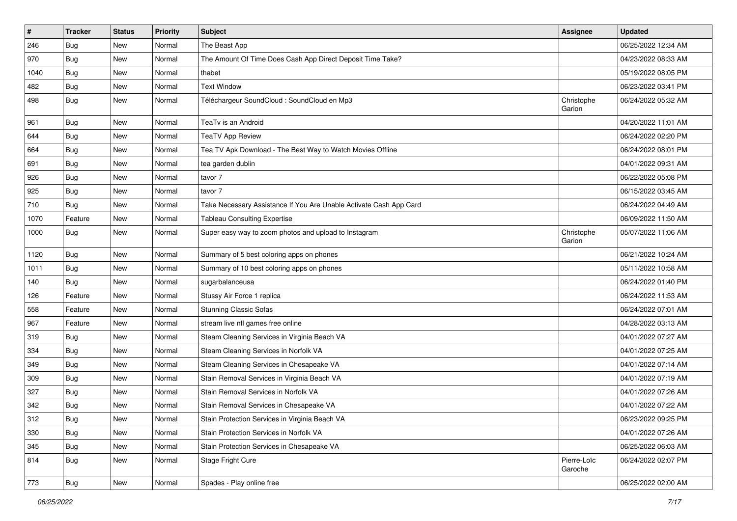| # | Tracker | Status | Priority | Subject | Assignee | Updated |
|---|---|---|---|---|---|---|
| 246 | Bug | New | Normal | The Beast App | | 06/25/2022 12:34 AM |
| 970 | Bug | New | Normal | The Amount Of Time Does Cash App Direct Deposit Time Take? | | 04/23/2022 08:33 AM |
| 1040 | Bug | New | Normal | thabet | | 05/19/2022 08:05 PM |
| 482 | Bug | New | Normal | Text Window | | 06/23/2022 03:41 PM |
| 498 | Bug | New | Normal | Téléchargeur SoundCloud : SoundCloud en Mp3 | Christophe Garion | 06/24/2022 05:32 AM |
| 961 | Bug | New | Normal | TeaTv is an Android | | 04/20/2022 11:01 AM |
| 644 | Bug | New | Normal | TeaTV App Review | | 06/24/2022 02:20 PM |
| 664 | Bug | New | Normal | Tea TV Apk Download - The Best Way to Watch Movies Offline | | 06/24/2022 08:01 PM |
| 691 | Bug | New | Normal | tea garden dublin | | 04/01/2022 09:31 AM |
| 926 | Bug | New | Normal | tavor 7 | | 06/22/2022 05:08 PM |
| 925 | Bug | New | Normal | tavor 7 | | 06/15/2022 03:45 AM |
| 710 | Bug | New | Normal | Take Necessary Assistance If You Are Unable Activate Cash App Card | | 06/24/2022 04:49 AM |
| 1070 | Feature | New | Normal | Tableau Consulting Expertise | | 06/09/2022 11:50 AM |
| 1000 | Bug | New | Normal | Super easy way to zoom photos and upload to Instagram | Christophe Garion | 05/07/2022 11:06 AM |
| 1120 | Bug | New | Normal | Summary of 5 best coloring apps on phones | | 06/21/2022 10:24 AM |
| 1011 | Bug | New | Normal | Summary of 10 best coloring apps on phones | | 05/11/2022 10:58 AM |
| 140 | Bug | New | Normal | sugarbalanceusa | | 06/24/2022 01:40 PM |
| 126 | Feature | New | Normal | Stussy Air Force 1 replica | | 06/24/2022 11:53 AM |
| 558 | Feature | New | Normal | Stunning Classic Sofas | | 06/24/2022 07:01 AM |
| 967 | Feature | New | Normal | stream live nfl games free online | | 04/28/2022 03:13 AM |
| 319 | Bug | New | Normal | Steam Cleaning Services in Virginia Beach VA | | 04/01/2022 07:27 AM |
| 334 | Bug | New | Normal | Steam Cleaning Services in Norfolk VA | | 04/01/2022 07:25 AM |
| 349 | Bug | New | Normal | Steam Cleaning Services in Chesapeake VA | | 04/01/2022 07:14 AM |
| 309 | Bug | New | Normal | Stain Removal Services in Virginia Beach VA | | 04/01/2022 07:19 AM |
| 327 | Bug | New | Normal | Stain Removal Services in Norfolk VA | | 04/01/2022 07:26 AM |
| 342 | Bug | New | Normal | Stain Removal Services in Chesapeake VA | | 04/01/2022 07:22 AM |
| 312 | Bug | New | Normal | Stain Protection Services in Virginia Beach VA | | 06/23/2022 09:25 PM |
| 330 | Bug | New | Normal | Stain Protection Services in Norfolk VA | | 04/01/2022 07:26 AM |
| 345 | Bug | New | Normal | Stain Protection Services in Chesapeake VA | | 06/25/2022 06:03 AM |
| 814 | Bug | New | Normal | Stage Fright Cure | Pierre-Loïc Garoche | 06/24/2022 02:07 PM |
| 773 | Bug | New | Normal | Spades - Play online free | | 06/25/2022 02:00 AM |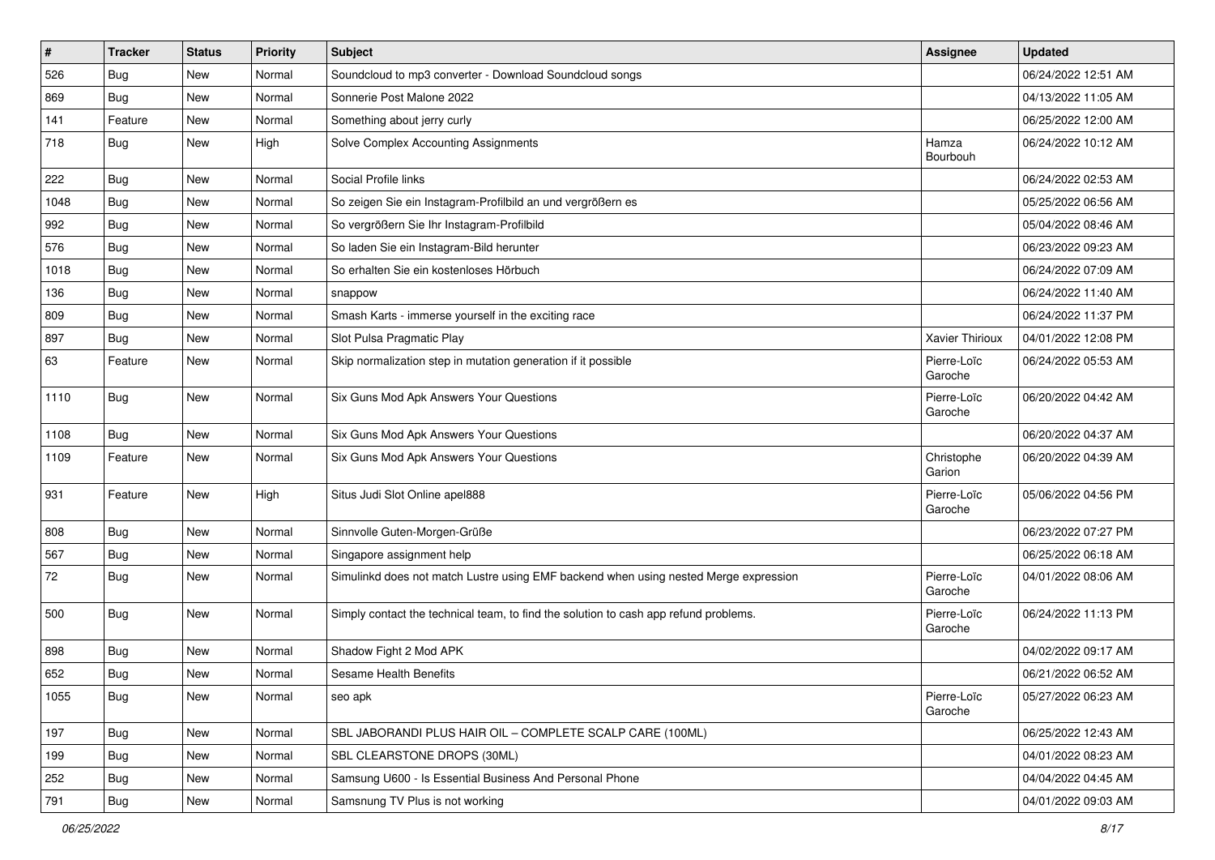| # | Tracker | Status | Priority | Subject | Assignee | Updated |
| --- | --- | --- | --- | --- | --- | --- |
| 526 | Bug | New | Normal | Soundcloud to mp3 converter - Download Soundcloud songs | | 06/24/2022 12:51 AM |
| 869 | Bug | New | Normal | Sonnerie Post Malone 2022 | | 04/13/2022 11:05 AM |
| 141 | Feature | New | Normal | Something about jerry curly | | 06/25/2022 12:00 AM |
| 718 | Bug | New | High | Solve Complex Accounting Assignments | Hamza Bourbouh | 06/24/2022 10:12 AM |
| 222 | Bug | New | Normal | Social Profile links | | 06/24/2022 02:53 AM |
| 1048 | Bug | New | Normal | So zeigen Sie ein Instagram-Profilbild an und vergrößern es | | 05/25/2022 06:56 AM |
| 992 | Bug | New | Normal | So vergrößern Sie Ihr Instagram-Profilbild | | 05/04/2022 08:46 AM |
| 576 | Bug | New | Normal | So laden Sie ein Instagram-Bild herunter | | 06/23/2022 09:23 AM |
| 1018 | Bug | New | Normal | So erhalten Sie ein kostenloses Hörbuch | | 06/24/2022 07:09 AM |
| 136 | Bug | New | Normal | snappow | | 06/24/2022 11:40 AM |
| 809 | Bug | New | Normal | Smash Karts - immerse yourself in the exciting race | | 06/24/2022 11:37 PM |
| 897 | Bug | New | Normal | Slot Pulsa Pragmatic Play | Xavier Thirioux | 04/01/2022 12:08 PM |
| 63 | Feature | New | Normal | Skip normalization step in mutation generation if it possible | Pierre-Loïc Garoche | 06/24/2022 05:53 AM |
| 1110 | Bug | New | Normal | Six Guns Mod Apk Answers Your Questions | Pierre-Loïc Garoche | 06/20/2022 04:42 AM |
| 1108 | Bug | New | Normal | Six Guns Mod Apk Answers Your Questions | | 06/20/2022 04:37 AM |
| 1109 | Feature | New | Normal | Six Guns Mod Apk Answers Your Questions | Christophe Garion | 06/20/2022 04:39 AM |
| 931 | Feature | New | High | Situs Judi Slot Online apel888 | Pierre-Loïc Garoche | 05/06/2022 04:56 PM |
| 808 | Bug | New | Normal | Sinnvolle Guten-Morgen-Grüße | | 06/23/2022 07:27 PM |
| 567 | Bug | New | Normal | Singapore assignment help | | 06/25/2022 06:18 AM |
| 72 | Bug | New | Normal | Simulinkd does not match Lustre using EMF backend when using nested Merge expression | Pierre-Loïc Garoche | 04/01/2022 08:06 AM |
| 500 | Bug | New | Normal | Simply contact the technical team, to find the solution to cash app refund problems. | Pierre-Loïc Garoche | 06/24/2022 11:13 PM |
| 898 | Bug | New | Normal | Shadow Fight 2 Mod APK | | 04/02/2022 09:17 AM |
| 652 | Bug | New | Normal | Sesame Health Benefits | | 06/21/2022 06:52 AM |
| 1055 | Bug | New | Normal | seo apk | Pierre-Loïc Garoche | 05/27/2022 06:23 AM |
| 197 | Bug | New | Normal | SBL JABORANDI PLUS HAIR OIL – COMPLETE SCALP CARE (100ML) | | 06/25/2022 12:43 AM |
| 199 | Bug | New | Normal | SBL CLEARSTONE DROPS (30ML) | | 04/01/2022 08:23 AM |
| 252 | Bug | New | Normal | Samsung U600 - Is Essential Business And Personal Phone | | 04/04/2022 04:45 AM |
| 791 | Bug | New | Normal | Samsnung TV Plus is not working | | 04/01/2022 09:03 AM |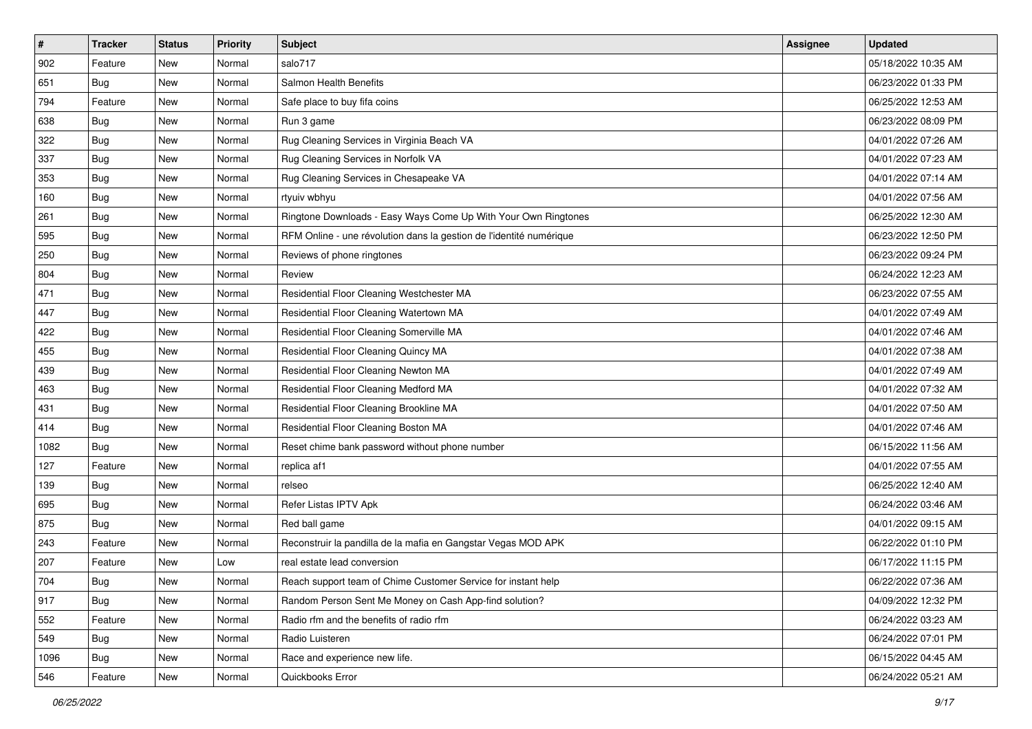| # | Tracker | Status | Priority | Subject | Assignee | Updated |
| --- | --- | --- | --- | --- | --- | --- |
| 902 | Feature | New | Normal | salo717 | | 05/18/2022 10:35 AM |
| 651 | Bug | New | Normal | Salmon Health Benefits | | 06/23/2022 01:33 PM |
| 794 | Feature | New | Normal | Safe place to buy fifa coins | | 06/25/2022 12:53 AM |
| 638 | Bug | New | Normal | Run 3 game | | 06/23/2022 08:09 PM |
| 322 | Bug | New | Normal | Rug Cleaning Services in Virginia Beach VA | | 04/01/2022 07:26 AM |
| 337 | Bug | New | Normal | Rug Cleaning Services in Norfolk VA | | 04/01/2022 07:23 AM |
| 353 | Bug | New | Normal | Rug Cleaning Services in Chesapeake VA | | 04/01/2022 07:14 AM |
| 160 | Bug | New | Normal | rtyuiv wbhyu | | 04/01/2022 07:56 AM |
| 261 | Bug | New | Normal | Ringtone Downloads - Easy Ways Come Up With Your Own Ringtones | | 06/25/2022 12:30 AM |
| 595 | Bug | New | Normal | RFM Online - une révolution dans la gestion de l'identité numérique | | 06/23/2022 12:50 PM |
| 250 | Bug | New | Normal | Reviews of phone ringtones | | 06/23/2022 09:24 PM |
| 804 | Bug | New | Normal | Review | | 06/24/2022 12:23 AM |
| 471 | Bug | New | Normal | Residential Floor Cleaning Westchester MA | | 06/23/2022 07:55 AM |
| 447 | Bug | New | Normal | Residential Floor Cleaning Watertown MA | | 04/01/2022 07:49 AM |
| 422 | Bug | New | Normal | Residential Floor Cleaning Somerville MA | | 04/01/2022 07:46 AM |
| 455 | Bug | New | Normal | Residential Floor Cleaning Quincy MA | | 04/01/2022 07:38 AM |
| 439 | Bug | New | Normal | Residential Floor Cleaning Newton MA | | 04/01/2022 07:49 AM |
| 463 | Bug | New | Normal | Residential Floor Cleaning Medford MA | | 04/01/2022 07:32 AM |
| 431 | Bug | New | Normal | Residential Floor Cleaning Brookline MA | | 04/01/2022 07:50 AM |
| 414 | Bug | New | Normal | Residential Floor Cleaning Boston MA | | 04/01/2022 07:46 AM |
| 1082 | Bug | New | Normal | Reset chime bank password without phone number | | 06/15/2022 11:56 AM |
| 127 | Feature | New | Normal | replica af1 | | 04/01/2022 07:55 AM |
| 139 | Bug | New | Normal | relseo | | 06/25/2022 12:40 AM |
| 695 | Bug | New | Normal | Refer Listas IPTV Apk | | 06/24/2022 03:46 AM |
| 875 | Bug | New | Normal | Red ball game | | 04/01/2022 09:15 AM |
| 243 | Feature | New | Normal | Reconstruir la pandilla de la mafia en Gangstar Vegas MOD APK | | 06/22/2022 01:10 PM |
| 207 | Feature | New | Low | real estate lead conversion | | 06/17/2022 11:15 PM |
| 704 | Bug | New | Normal | Reach support team of Chime Customer Service for instant help | | 06/22/2022 07:36 AM |
| 917 | Bug | New | Normal | Random Person Sent Me Money on Cash App-find solution? | | 04/09/2022 12:32 PM |
| 552 | Feature | New | Normal | Radio rfm and the benefits of radio rfm | | 06/24/2022 03:23 AM |
| 549 | Bug | New | Normal | Radio Luisteren | | 06/24/2022 07:01 PM |
| 1096 | Bug | New | Normal | Race and experience new life. | | 06/15/2022 04:45 AM |
| 546 | Feature | New | Normal | Quickbooks Error | | 06/24/2022 05:21 AM |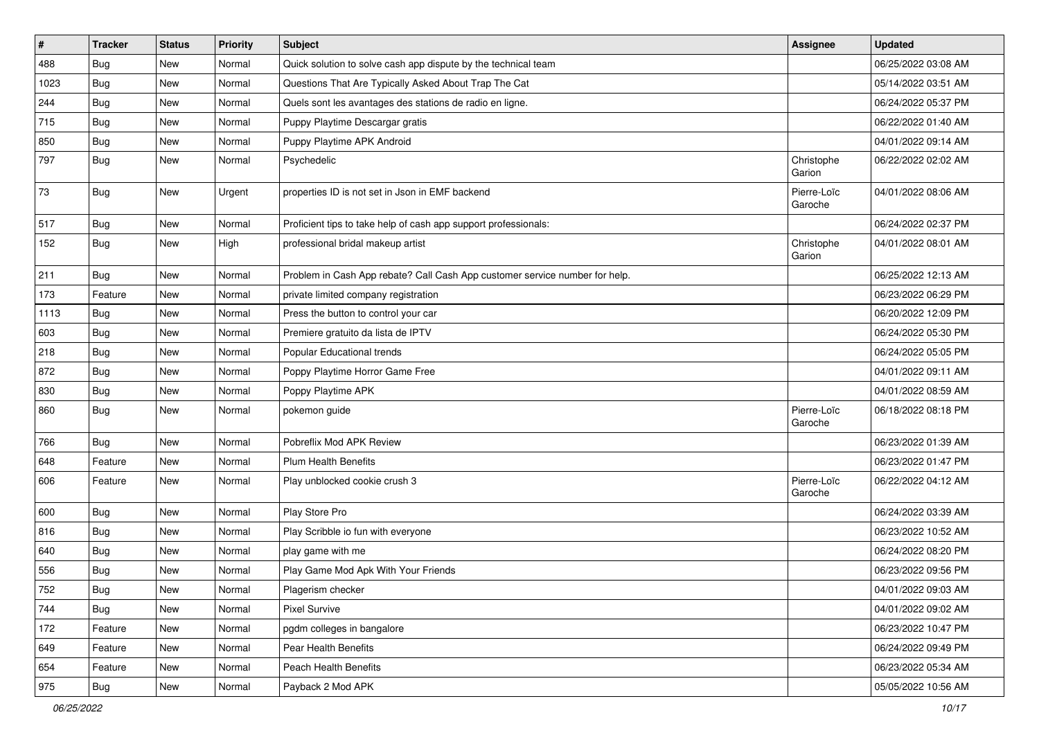| # | Tracker | Status | Priority | Subject | Assignee | Updated |
|---|---|---|---|---|---|---|
| 488 | Bug | New | Normal | Quick solution to solve cash app dispute by the technical team | | 06/25/2022 03:08 AM |
| 1023 | Bug | New | Normal | Questions That Are Typically Asked About Trap The Cat | | 05/14/2022 03:51 AM |
| 244 | Bug | New | Normal | Quels sont les avantages des stations de radio en ligne. | | 06/24/2022 05:37 PM |
| 715 | Bug | New | Normal | Puppy Playtime Descargar gratis | | 06/22/2022 01:40 AM |
| 850 | Bug | New | Normal | Puppy Playtime APK Android | | 04/01/2022 09:14 AM |
| 797 | Bug | New | Normal | Psychedelic | Christophe Garion | 06/22/2022 02:02 AM |
| 73 | Bug | New | Urgent | properties ID is not set in Json in EMF backend | Pierre-Loïc Garoche | 04/01/2022 08:06 AM |
| 517 | Bug | New | Normal | Proficient tips to take help of cash app support professionals: | | 06/24/2022 02:37 PM |
| 152 | Bug | New | High | professional bridal makeup artist | Christophe Garion | 04/01/2022 08:01 AM |
| 211 | Bug | New | Normal | Problem in Cash App rebate? Call Cash App customer service number for help. | | 06/25/2022 12:13 AM |
| 173 | Feature | New | Normal | private limited company registration | | 06/23/2022 06:29 PM |
| 1113 | Bug | New | Normal | Press the button to control your car | | 06/20/2022 12:09 PM |
| 603 | Bug | New | Normal | Premiere gratuito da lista de IPTV | | 06/24/2022 05:30 PM |
| 218 | Bug | New | Normal | Popular Educational trends | | 06/24/2022 05:05 PM |
| 872 | Bug | New | Normal | Poppy Playtime Horror Game Free | | 04/01/2022 09:11 AM |
| 830 | Bug | New | Normal | Poppy Playtime APK | | 04/01/2022 08:59 AM |
| 860 | Bug | New | Normal | pokemon guide | Pierre-Loïc Garoche | 06/18/2022 08:18 PM |
| 766 | Bug | New | Normal | Pobreflix Mod APK Review | | 06/23/2022 01:39 AM |
| 648 | Feature | New | Normal | Plum Health Benefits | | 06/23/2022 01:47 PM |
| 606 | Feature | New | Normal | Play unblocked cookie crush 3 | Pierre-Loïc Garoche | 06/22/2022 04:12 AM |
| 600 | Bug | New | Normal | Play Store Pro | | 06/24/2022 03:39 AM |
| 816 | Bug | New | Normal | Play Scribble io fun with everyone | | 06/23/2022 10:52 AM |
| 640 | Bug | New | Normal | play game with me | | 06/24/2022 08:20 PM |
| 556 | Bug | New | Normal | Play Game Mod Apk With Your Friends | | 06/23/2022 09:56 PM |
| 752 | Bug | New | Normal | Plagerism checker | | 04/01/2022 09:03 AM |
| 744 | Bug | New | Normal | Pixel Survive | | 04/01/2022 09:02 AM |
| 172 | Feature | New | Normal | pgdm colleges in bangalore | | 06/23/2022 10:47 PM |
| 649 | Feature | New | Normal | Pear Health Benefits | | 06/24/2022 09:49 PM |
| 654 | Feature | New | Normal | Peach Health Benefits | | 06/23/2022 05:34 AM |
| 975 | Bug | New | Normal | Payback 2 Mod APK | | 05/05/2022 10:56 AM |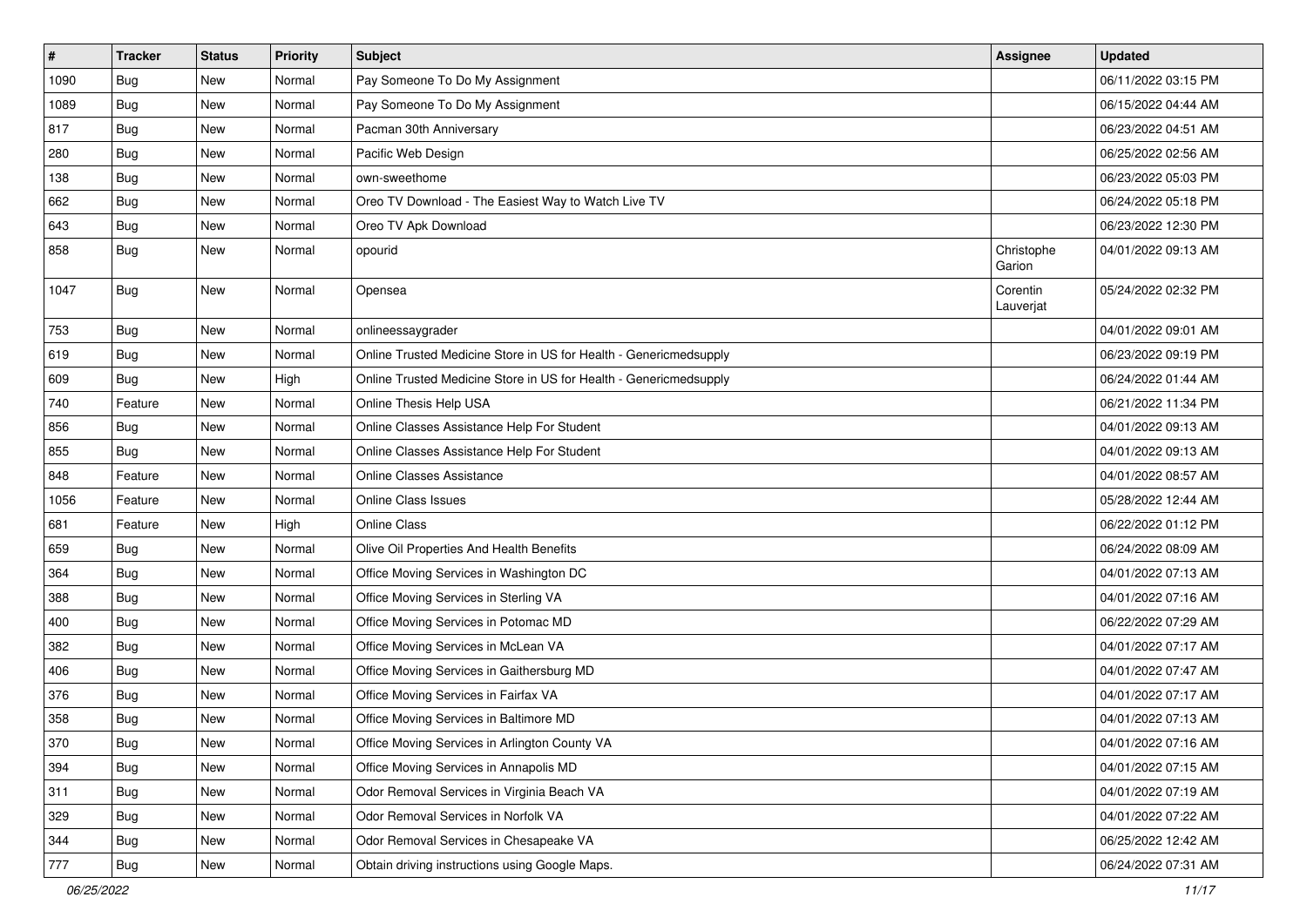| # | Tracker | Status | Priority | Subject | Assignee | Updated |
|---|---|---|---|---|---|---|
| 1090 | Bug | New | Normal | Pay Someone To Do My Assignment | | 06/11/2022 03:15 PM |
| 1089 | Bug | New | Normal | Pay Someone To Do My Assignment | | 06/15/2022 04:44 AM |
| 817 | Bug | New | Normal | Pacman 30th Anniversary | | 06/23/2022 04:51 AM |
| 280 | Bug | New | Normal | Pacific Web Design | | 06/25/2022 02:56 AM |
| 138 | Bug | New | Normal | own-sweethome | | 06/23/2022 05:03 PM |
| 662 | Bug | New | Normal | Oreo TV Download - The Easiest Way to Watch Live TV | | 06/24/2022 05:18 PM |
| 643 | Bug | New | Normal | Oreo TV Apk Download | | 06/23/2022 12:30 PM |
| 858 | Bug | New | Normal | opourid | Christophe Garion | 04/01/2022 09:13 AM |
| 1047 | Bug | New | Normal | Opensea | Corentin Lauverjat | 05/24/2022 02:32 PM |
| 753 | Bug | New | Normal | onlineessaygrader | | 04/01/2022 09:01 AM |
| 619 | Bug | New | Normal | Online Trusted Medicine Store in US for Health - Genericmedsupply | | 06/23/2022 09:19 PM |
| 609 | Bug | New | High | Online Trusted Medicine Store in US for Health - Genericmedsupply | | 06/24/2022 01:44 AM |
| 740 | Feature | New | Normal | Online Thesis Help USA | | 06/21/2022 11:34 PM |
| 856 | Bug | New | Normal | Online Classes Assistance Help For Student | | 04/01/2022 09:13 AM |
| 855 | Bug | New | Normal | Online Classes Assistance Help For Student | | 04/01/2022 09:13 AM |
| 848 | Feature | New | Normal | Online Classes Assistance | | 04/01/2022 08:57 AM |
| 1056 | Feature | New | Normal | Online Class Issues | | 05/28/2022 12:44 AM |
| 681 | Feature | New | High | Online Class | | 06/22/2022 01:12 PM |
| 659 | Bug | New | Normal | Olive Oil Properties And Health Benefits | | 06/24/2022 08:09 AM |
| 364 | Bug | New | Normal | Office Moving Services in Washington DC | | 04/01/2022 07:13 AM |
| 388 | Bug | New | Normal | Office Moving Services in Sterling VA | | 04/01/2022 07:16 AM |
| 400 | Bug | New | Normal | Office Moving Services in Potomac MD | | 06/22/2022 07:29 AM |
| 382 | Bug | New | Normal | Office Moving Services in McLean VA | | 04/01/2022 07:17 AM |
| 406 | Bug | New | Normal | Office Moving Services in Gaithersburg MD | | 04/01/2022 07:47 AM |
| 376 | Bug | New | Normal | Office Moving Services in Fairfax VA | | 04/01/2022 07:17 AM |
| 358 | Bug | New | Normal | Office Moving Services in Baltimore MD | | 04/01/2022 07:13 AM |
| 370 | Bug | New | Normal | Office Moving Services in Arlington County VA | | 04/01/2022 07:16 AM |
| 394 | Bug | New | Normal | Office Moving Services in Annapolis MD | | 04/01/2022 07:15 AM |
| 311 | Bug | New | Normal | Odor Removal Services in Virginia Beach VA | | 04/01/2022 07:19 AM |
| 329 | Bug | New | Normal | Odor Removal Services in Norfolk VA | | 04/01/2022 07:22 AM |
| 344 | Bug | New | Normal | Odor Removal Services in Chesapeake VA | | 06/25/2022 12:42 AM |
| 777 | Bug | New | Normal | Obtain driving instructions using Google Maps. | | 06/24/2022 07:31 AM |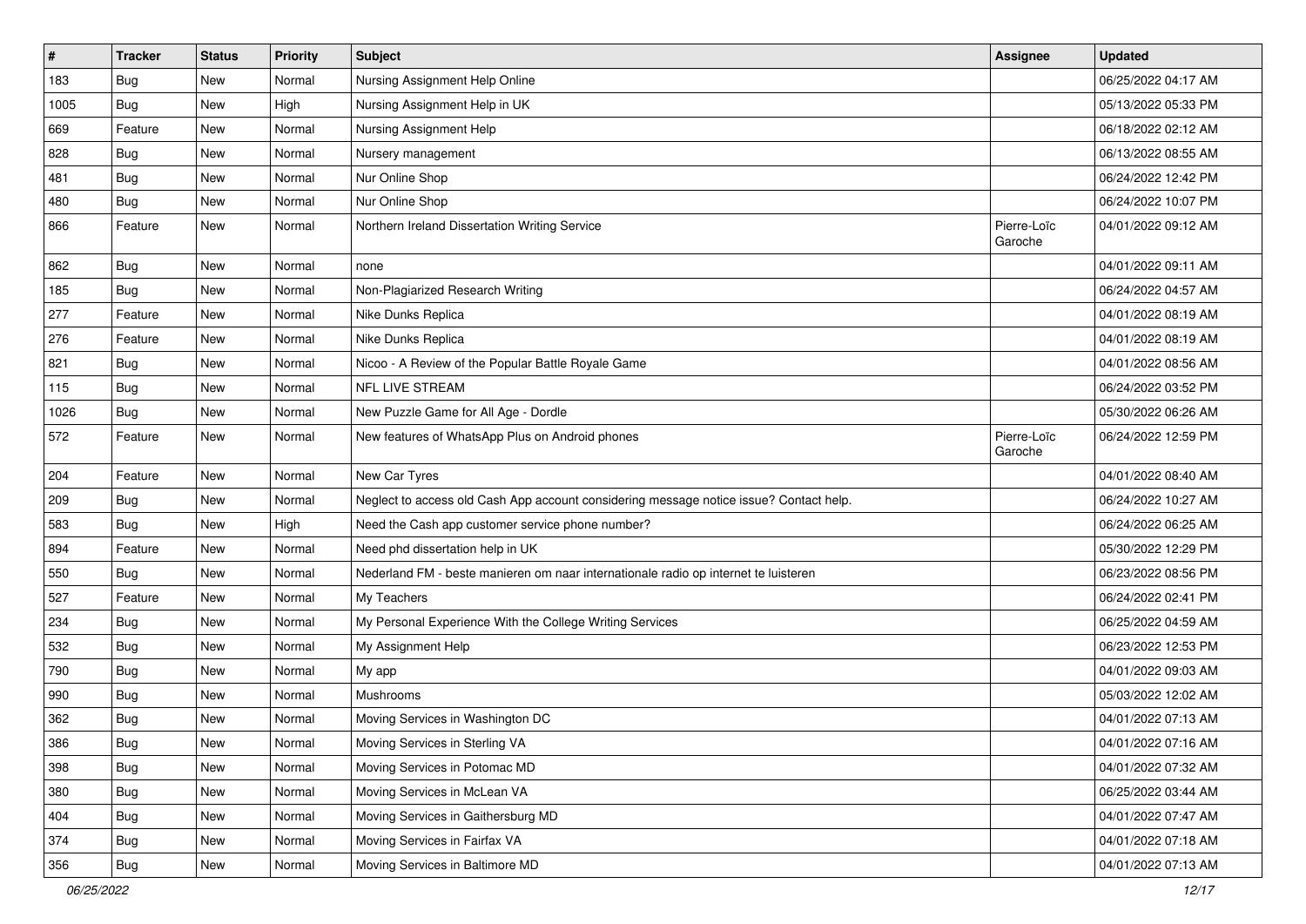| # | Tracker | Status | Priority | Subject | Assignee | Updated |
|---|---|---|---|---|---|---|
| 183 | Bug | New | Normal | Nursing Assignment Help Online | | 06/25/2022 04:17 AM |
| 1005 | Bug | New | High | Nursing Assignment Help in UK | | 05/13/2022 05:33 PM |
| 669 | Feature | New | Normal | Nursing Assignment Help | | 06/18/2022 02:12 AM |
| 828 | Bug | New | Normal | Nursery management | | 06/13/2022 08:55 AM |
| 481 | Bug | New | Normal | Nur Online Shop | | 06/24/2022 12:42 PM |
| 480 | Bug | New | Normal | Nur Online Shop | | 06/24/2022 10:07 PM |
| 866 | Feature | New | Normal | Northern Ireland Dissertation Writing Service | Pierre-Loïc Garoche | 04/01/2022 09:12 AM |
| 862 | Bug | New | Normal | none | | 04/01/2022 09:11 AM |
| 185 | Bug | New | Normal | Non-Plagiarized Research Writing | | 06/24/2022 04:57 AM |
| 277 | Feature | New | Normal | Nike Dunks Replica | | 04/01/2022 08:19 AM |
| 276 | Feature | New | Normal | Nike Dunks Replica | | 04/01/2022 08:19 AM |
| 821 | Bug | New | Normal | Nicoo - A Review of the Popular Battle Royale Game | | 04/01/2022 08:56 AM |
| 115 | Bug | New | Normal | NFL LIVE STREAM | | 06/24/2022 03:52 PM |
| 1026 | Bug | New | Normal | New Puzzle Game for All Age - Dordle | | 05/30/2022 06:26 AM |
| 572 | Feature | New | Normal | New features of WhatsApp Plus on Android phones | Pierre-Loïc Garoche | 06/24/2022 12:59 PM |
| 204 | Feature | New | Normal | New Car Tyres | | 04/01/2022 08:40 AM |
| 209 | Bug | New | Normal | Neglect to access old Cash App account considering message notice issue? Contact help. | | 06/24/2022 10:27 AM |
| 583 | Bug | New | High | Need the Cash app customer service phone number? | | 06/24/2022 06:25 AM |
| 894 | Feature | New | Normal | Need phd dissertation help in UK | | 05/30/2022 12:29 PM |
| 550 | Bug | New | Normal | Nederland FM - beste manieren om naar internationale radio op internet te luisteren | | 06/23/2022 08:56 PM |
| 527 | Feature | New | Normal | My Teachers | | 06/24/2022 02:41 PM |
| 234 | Bug | New | Normal | My Personal Experience With the College Writing Services | | 06/25/2022 04:59 AM |
| 532 | Bug | New | Normal | My Assignment Help | | 06/23/2022 12:53 PM |
| 790 | Bug | New | Normal | My app | | 04/01/2022 09:03 AM |
| 990 | Bug | New | Normal | Mushrooms | | 05/03/2022 12:02 AM |
| 362 | Bug | New | Normal | Moving Services in Washington DC | | 04/01/2022 07:13 AM |
| 386 | Bug | New | Normal | Moving Services in Sterling VA | | 04/01/2022 07:16 AM |
| 398 | Bug | New | Normal | Moving Services in Potomac MD | | 04/01/2022 07:32 AM |
| 380 | Bug | New | Normal | Moving Services in McLean VA | | 06/25/2022 03:44 AM |
| 404 | Bug | New | Normal | Moving Services in Gaithersburg MD | | 04/01/2022 07:47 AM |
| 374 | Bug | New | Normal | Moving Services in Fairfax VA | | 04/01/2022 07:18 AM |
| 356 | Bug | New | Normal | Moving Services in Baltimore MD | | 04/01/2022 07:13 AM |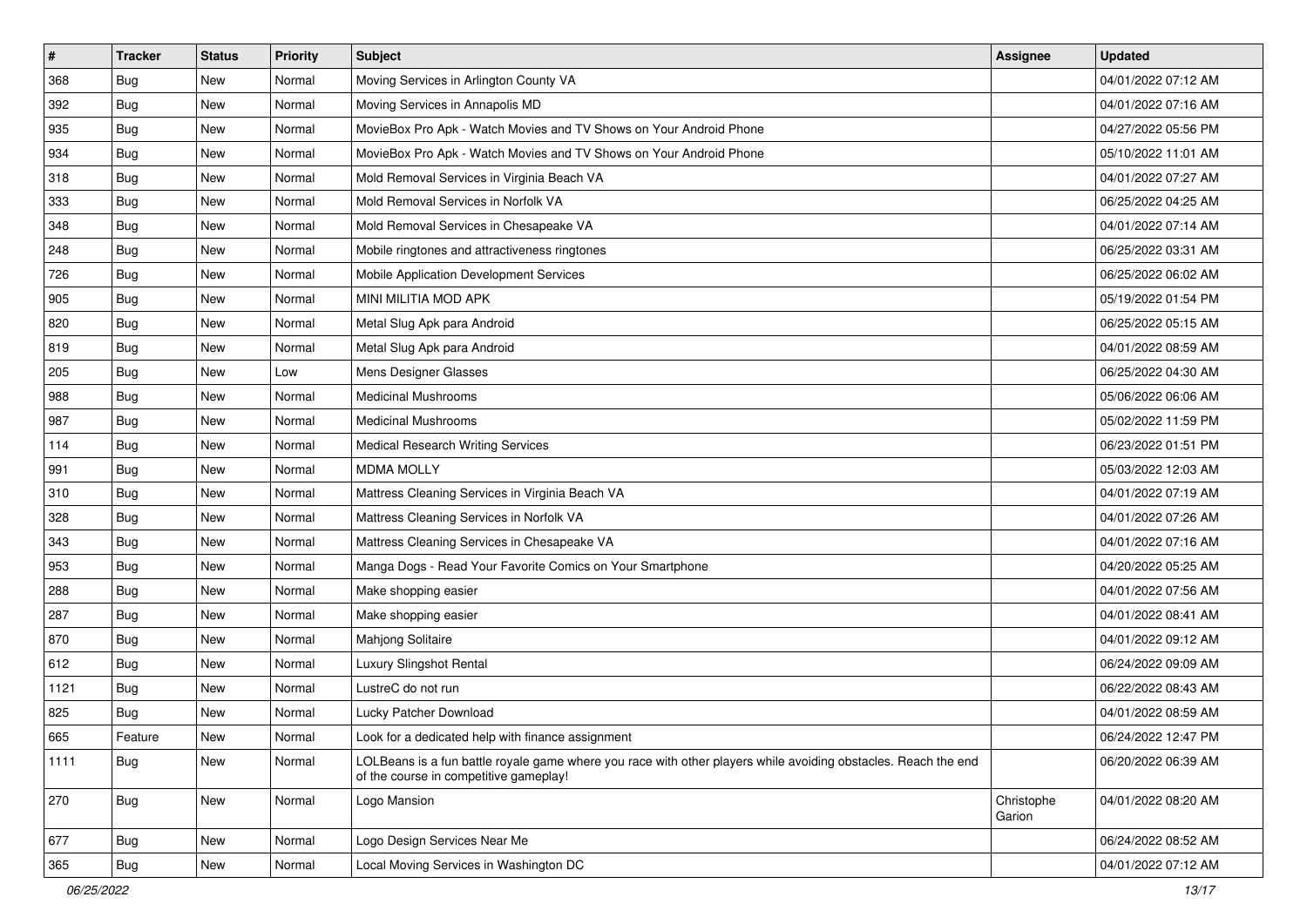| # | Tracker | Status | Priority | Subject | Assignee | Updated |
|---|---|---|---|---|---|---|
| 368 | Bug | New | Normal | Moving Services in Arlington County VA | | 04/01/2022 07:12 AM |
| 392 | Bug | New | Normal | Moving Services in Annapolis MD | | 04/01/2022 07:16 AM |
| 935 | Bug | New | Normal | MovieBox Pro Apk - Watch Movies and TV Shows on Your Android Phone | | 04/27/2022 05:56 PM |
| 934 | Bug | New | Normal | MovieBox Pro Apk - Watch Movies and TV Shows on Your Android Phone | | 05/10/2022 11:01 AM |
| 318 | Bug | New | Normal | Mold Removal Services in Virginia Beach VA | | 04/01/2022 07:27 AM |
| 333 | Bug | New | Normal | Mold Removal Services in Norfolk VA | | 06/25/2022 04:25 AM |
| 348 | Bug | New | Normal | Mold Removal Services in Chesapeake VA | | 04/01/2022 07:14 AM |
| 248 | Bug | New | Normal | Mobile ringtones and attractiveness ringtones | | 06/25/2022 03:31 AM |
| 726 | Bug | New | Normal | Mobile Application Development Services | | 06/25/2022 06:02 AM |
| 905 | Bug | New | Normal | MINI MILITIA MOD APK | | 05/19/2022 01:54 PM |
| 820 | Bug | New | Normal | Metal Slug Apk para Android | | 06/25/2022 05:15 AM |
| 819 | Bug | New | Normal | Metal Slug Apk para Android | | 04/01/2022 08:59 AM |
| 205 | Bug | New | Low | Mens Designer Glasses | | 06/25/2022 04:30 AM |
| 988 | Bug | New | Normal | Medicinal Mushrooms | | 05/06/2022 06:06 AM |
| 987 | Bug | New | Normal | Medicinal Mushrooms | | 05/02/2022 11:59 PM |
| 114 | Bug | New | Normal | Medical Research Writing Services | | 06/23/2022 01:51 PM |
| 991 | Bug | New | Normal | MDMA MOLLY | | 05/03/2022 12:03 AM |
| 310 | Bug | New | Normal | Mattress Cleaning Services in Virginia Beach VA | | 04/01/2022 07:19 AM |
| 328 | Bug | New | Normal | Mattress Cleaning Services in Norfolk VA | | 04/01/2022 07:26 AM |
| 343 | Bug | New | Normal | Mattress Cleaning Services in Chesapeake VA | | 04/01/2022 07:16 AM |
| 953 | Bug | New | Normal | Manga Dogs - Read Your Favorite Comics on Your Smartphone | | 04/20/2022 05:25 AM |
| 288 | Bug | New | Normal | Make shopping easier | | 04/01/2022 07:56 AM |
| 287 | Bug | New | Normal | Make shopping easier | | 04/01/2022 08:41 AM |
| 870 | Bug | New | Normal | Mahjong Solitaire | | 04/01/2022 09:12 AM |
| 612 | Bug | New | Normal | Luxury Slingshot Rental | | 06/24/2022 09:09 AM |
| 1121 | Bug | New | Normal | LustreC do not run | | 06/22/2022 08:43 AM |
| 825 | Bug | New | Normal | Lucky Patcher Download | | 04/01/2022 08:59 AM |
| 665 | Feature | New | Normal | Look for a dedicated help with finance assignment | | 06/24/2022 12:47 PM |
| 1111 | Bug | New | Normal | LOLBeans is a fun battle royale game where you race with other players while avoiding obstacles. Reach the end of the course in competitive gameplay! | | 06/20/2022 06:39 AM |
| 270 | Bug | New | Normal | Logo Mansion | Christophe Garion | 04/01/2022 08:20 AM |
| 677 | Bug | New | Normal | Logo Design Services Near Me | | 06/24/2022 08:52 AM |
| 365 | Bug | New | Normal | Local Moving Services in Washington DC | | 04/01/2022 07:12 AM |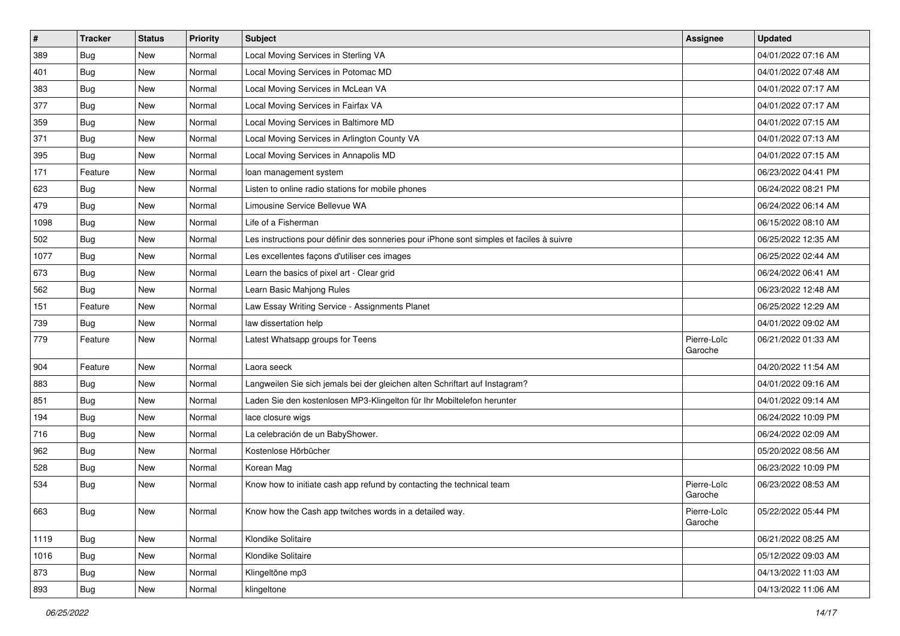| # | Tracker | Status | Priority | Subject | Assignee | Updated |
| --- | --- | --- | --- | --- | --- | --- |
| 389 | Bug | New | Normal | Local Moving Services in Sterling VA | | 04/01/2022 07:16 AM |
| 401 | Bug | New | Normal | Local Moving Services in Potomac MD | | 04/01/2022 07:48 AM |
| 383 | Bug | New | Normal | Local Moving Services in McLean VA | | 04/01/2022 07:17 AM |
| 377 | Bug | New | Normal | Local Moving Services in Fairfax VA | | 04/01/2022 07:17 AM |
| 359 | Bug | New | Normal | Local Moving Services in Baltimore MD | | 04/01/2022 07:15 AM |
| 371 | Bug | New | Normal | Local Moving Services in Arlington County VA | | 04/01/2022 07:13 AM |
| 395 | Bug | New | Normal | Local Moving Services in Annapolis MD | | 04/01/2022 07:15 AM |
| 171 | Feature | New | Normal | loan management system | | 06/23/2022 04:41 PM |
| 623 | Bug | New | Normal | Listen to online radio stations for mobile phones | | 06/24/2022 08:21 PM |
| 479 | Bug | New | Normal | Limousine Service Bellevue WA | | 06/24/2022 06:14 AM |
| 1098 | Bug | New | Normal | Life of a Fisherman | | 06/15/2022 08:10 AM |
| 502 | Bug | New | Normal | Les instructions pour définir des sonneries pour iPhone sont simples et faciles à suivre | | 06/25/2022 12:35 AM |
| 1077 | Bug | New | Normal | Les excellentes façons d'utiliser ces images | | 06/25/2022 02:44 AM |
| 673 | Bug | New | Normal | Learn the basics of pixel art - Clear grid | | 06/24/2022 06:41 AM |
| 562 | Bug | New | Normal | Learn Basic Mahjong Rules | | 06/23/2022 12:48 AM |
| 151 | Feature | New | Normal | Law Essay Writing Service - Assignments Planet | | 06/25/2022 12:29 AM |
| 739 | Bug | New | Normal | law dissertation help | | 04/01/2022 09:02 AM |
| 779 | Feature | New | Normal | Latest Whatsapp groups for Teens | Pierre-Loïc Garoche | 06/21/2022 01:33 AM |
| 904 | Feature | New | Normal | Laora seeck | | 04/20/2022 11:54 AM |
| 883 | Bug | New | Normal | Langweilen Sie sich jemals bei der gleichen alten Schriftart auf Instagram? | | 04/01/2022 09:16 AM |
| 851 | Bug | New | Normal | Laden Sie den kostenlosen MP3-Klingelton für Ihr Mobiltelefon herunter | | 04/01/2022 09:14 AM |
| 194 | Bug | New | Normal | lace closure wigs | | 06/24/2022 10:09 PM |
| 716 | Bug | New | Normal | La celebración de un BabyShower. | | 06/24/2022 02:09 AM |
| 962 | Bug | New | Normal | Kostenlose Hörbücher | | 05/20/2022 08:56 AM |
| 528 | Bug | New | Normal | Korean Mag | | 06/23/2022 10:09 PM |
| 534 | Bug | New | Normal | Know how to initiate cash app refund by contacting the technical team | Pierre-Loïc Garoche | 06/23/2022 08:53 AM |
| 663 | Bug | New | Normal | Know how the Cash app twitches words in a detailed way. | Pierre-Loïc Garoche | 05/22/2022 05:44 PM |
| 1119 | Bug | New | Normal | Klondike Solitaire | | 06/21/2022 08:25 AM |
| 1016 | Bug | New | Normal | Klondike Solitaire | | 05/12/2022 09:03 AM |
| 873 | Bug | New | Normal | Klingeltöne mp3 | | 04/13/2022 11:03 AM |
| 893 | Bug | New | Normal | klingeltone | | 04/13/2022 11:06 AM |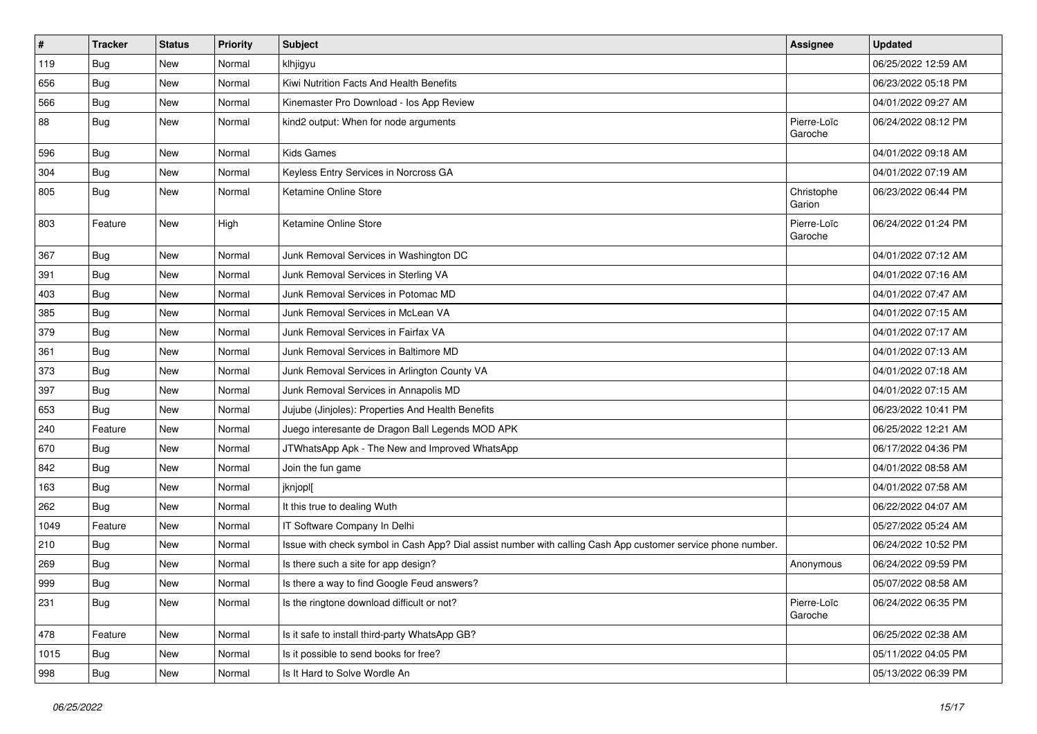| # | Tracker | Status | Priority | Subject | Assignee | Updated |
|---|---|---|---|---|---|---|
| 119 | Bug | New | Normal | klhjigyu | | 06/25/2022 12:59 AM |
| 656 | Bug | New | Normal | Kiwi Nutrition Facts And Health Benefits | | 06/23/2022 05:18 PM |
| 566 | Bug | New | Normal | Kinemaster Pro Download - Ios App Review | | 04/01/2022 09:27 AM |
| 88 | Bug | New | Normal | kind2 output: When for node arguments | Pierre-Loïc Garoche | 06/24/2022 08:12 PM |
| 596 | Bug | New | Normal | Kids Games | | 04/01/2022 09:18 AM |
| 304 | Bug | New | Normal | Keyless Entry Services in Norcross GA | | 04/01/2022 07:19 AM |
| 805 | Bug | New | Normal | Ketamine Online Store | Christophe Garion | 06/23/2022 06:44 PM |
| 803 | Feature | New | High | Ketamine Online Store | Pierre-Loïc Garoche | 06/24/2022 01:24 PM |
| 367 | Bug | New | Normal | Junk Removal Services in Washington DC | | 04/01/2022 07:12 AM |
| 391 | Bug | New | Normal | Junk Removal Services in Sterling VA | | 04/01/2022 07:16 AM |
| 403 | Bug | New | Normal | Junk Removal Services in Potomac MD | | 04/01/2022 07:47 AM |
| 385 | Bug | New | Normal | Junk Removal Services in McLean VA | | 04/01/2022 07:15 AM |
| 379 | Bug | New | Normal | Junk Removal Services in Fairfax VA | | 04/01/2022 07:17 AM |
| 361 | Bug | New | Normal | Junk Removal Services in Baltimore MD | | 04/01/2022 07:13 AM |
| 373 | Bug | New | Normal | Junk Removal Services in Arlington County VA | | 04/01/2022 07:18 AM |
| 397 | Bug | New | Normal | Junk Removal Services in Annapolis MD | | 04/01/2022 07:15 AM |
| 653 | Bug | New | Normal | Jujube (Jinjoles): Properties And Health Benefits | | 06/23/2022 10:41 PM |
| 240 | Feature | New | Normal | Juego interesante de Dragon Ball Legends MOD APK | | 06/25/2022 12:21 AM |
| 670 | Bug | New | Normal | JTWhatsApp Apk - The New and Improved WhatsApp | | 06/17/2022 04:36 PM |
| 842 | Bug | New | Normal | Join the fun game | | 04/01/2022 08:58 AM |
| 163 | Bug | New | Normal | jknjopl[ | | 04/01/2022 07:58 AM |
| 262 | Bug | New | Normal | It this true to dealing Wuth | | 06/22/2022 04:07 AM |
| 1049 | Feature | New | Normal | IT Software Company In Delhi | | 05/27/2022 05:24 AM |
| 210 | Bug | New | Normal | Issue with check symbol in Cash App? Dial assist number with calling Cash App customer service phone number. | | 06/24/2022 10:52 PM |
| 269 | Bug | New | Normal | Is there such a site for app design? | Anonymous | 06/24/2022 09:59 PM |
| 999 | Bug | New | Normal | Is there a way to find Google Feud answers? | | 05/07/2022 08:58 AM |
| 231 | Bug | New | Normal | Is the ringtone download difficult or not? | Pierre-Loïc Garoche | 06/24/2022 06:35 PM |
| 478 | Feature | New | Normal | Is it safe to install third-party WhatsApp GB? | | 06/25/2022 02:38 AM |
| 1015 | Bug | New | Normal | Is it possible to send books for free? | | 05/11/2022 04:05 PM |
| 998 | Bug | New | Normal | Is It Hard to Solve Wordle An | | 05/13/2022 06:39 PM |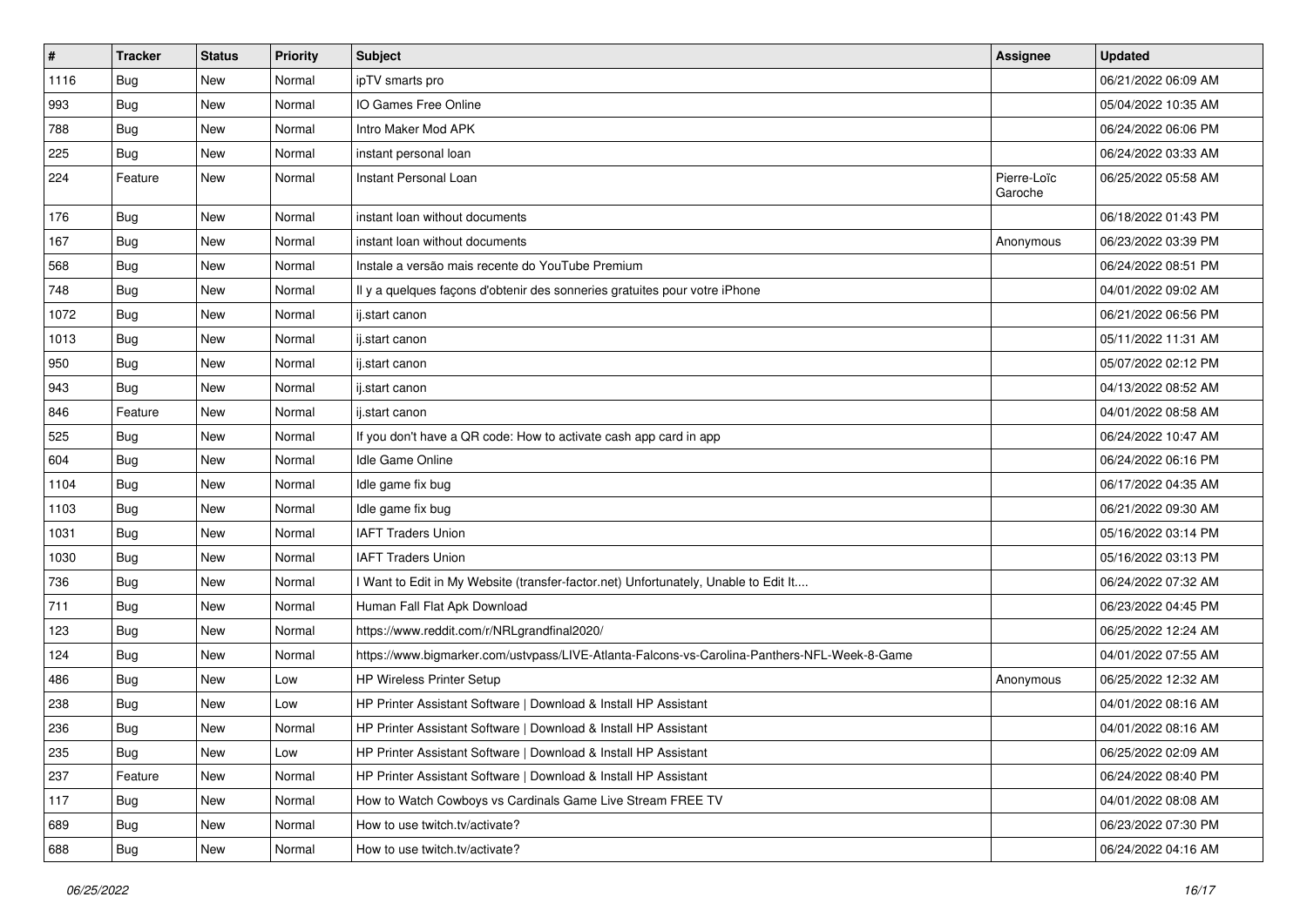| # | Tracker | Status | Priority | Subject | Assignee | Updated |
|---|---|---|---|---|---|---|
| 1116 | Bug | New | Normal | ipTV smarts pro | | 06/21/2022 06:09 AM |
| 993 | Bug | New | Normal | IO Games Free Online | | 05/04/2022 10:35 AM |
| 788 | Bug | New | Normal | Intro Maker Mod APK | | 06/24/2022 06:06 PM |
| 225 | Bug | New | Normal | instant personal loan | | 06/24/2022 03:33 AM |
| 224 | Feature | New | Normal | Instant Personal Loan | Pierre-Loïc Garoche | 06/25/2022 05:58 AM |
| 176 | Bug | New | Normal | instant loan without documents | | 06/18/2022 01:43 PM |
| 167 | Bug | New | Normal | instant loan without documents | Anonymous | 06/23/2022 03:39 PM |
| 568 | Bug | New | Normal | Instale a versão mais recente do YouTube Premium | | 06/24/2022 08:51 PM |
| 748 | Bug | New | Normal | Il y a quelques façons d'obtenir des sonneries gratuites pour votre iPhone | | 04/01/2022 09:02 AM |
| 1072 | Bug | New | Normal | ij.start canon | | 06/21/2022 06:56 PM |
| 1013 | Bug | New | Normal | ij.start canon | | 05/11/2022 11:31 AM |
| 950 | Bug | New | Normal | ij.start canon | | 05/07/2022 02:12 PM |
| 943 | Bug | New | Normal | ij.start canon | | 04/13/2022 08:52 AM |
| 846 | Feature | New | Normal | ij.start canon | | 04/01/2022 08:58 AM |
| 525 | Bug | New | Normal | If you don't have a QR code: How to activate cash app card in app | | 06/24/2022 10:47 AM |
| 604 | Bug | New | Normal | Idle Game Online | | 06/24/2022 06:16 PM |
| 1104 | Bug | New | Normal | Idle game fix bug | | 06/17/2022 04:35 AM |
| 1103 | Bug | New | Normal | Idle game fix bug | | 06/21/2022 09:30 AM |
| 1031 | Bug | New | Normal | IAFT Traders Union | | 05/16/2022 03:14 PM |
| 1030 | Bug | New | Normal | IAFT Traders Union | | 05/16/2022 03:13 PM |
| 736 | Bug | New | Normal | I Want to Edit in My Website (transfer-factor.net) Unfortunately, Unable to Edit It.... | | 06/24/2022 07:32 AM |
| 711 | Bug | New | Normal | Human Fall Flat Apk Download | | 06/23/2022 04:45 PM |
| 123 | Bug | New | Normal | https://www.reddit.com/r/NRLgrandfinal2020/ | | 06/25/2022 12:24 AM |
| 124 | Bug | New | Normal | https://www.bigmarker.com/ustvpass/LIVE-Atlanta-Falcons-vs-Carolina-Panthers-NFL-Week-8-Game | | 04/01/2022 07:55 AM |
| 486 | Bug | New | Low | HP Wireless Printer Setup | Anonymous | 06/25/2022 12:32 AM |
| 238 | Bug | New | Low | HP Printer Assistant Software \| Download & Install HP Assistant | | 04/01/2022 08:16 AM |
| 236 | Bug | New | Normal | HP Printer Assistant Software \| Download & Install HP Assistant | | 04/01/2022 08:16 AM |
| 235 | Bug | New | Low | HP Printer Assistant Software \| Download & Install HP Assistant | | 06/25/2022 02:09 AM |
| 237 | Feature | New | Normal | HP Printer Assistant Software \| Download & Install HP Assistant | | 06/24/2022 08:40 PM |
| 117 | Bug | New | Normal | How to Watch Cowboys vs Cardinals Game Live Stream FREE TV | | 04/01/2022 08:08 AM |
| 689 | Bug | New | Normal | How to use twitch.tv/activate? | | 06/23/2022 07:30 PM |
| 688 | Bug | New | Normal | How to use twitch.tv/activate? | | 06/24/2022 04:16 AM |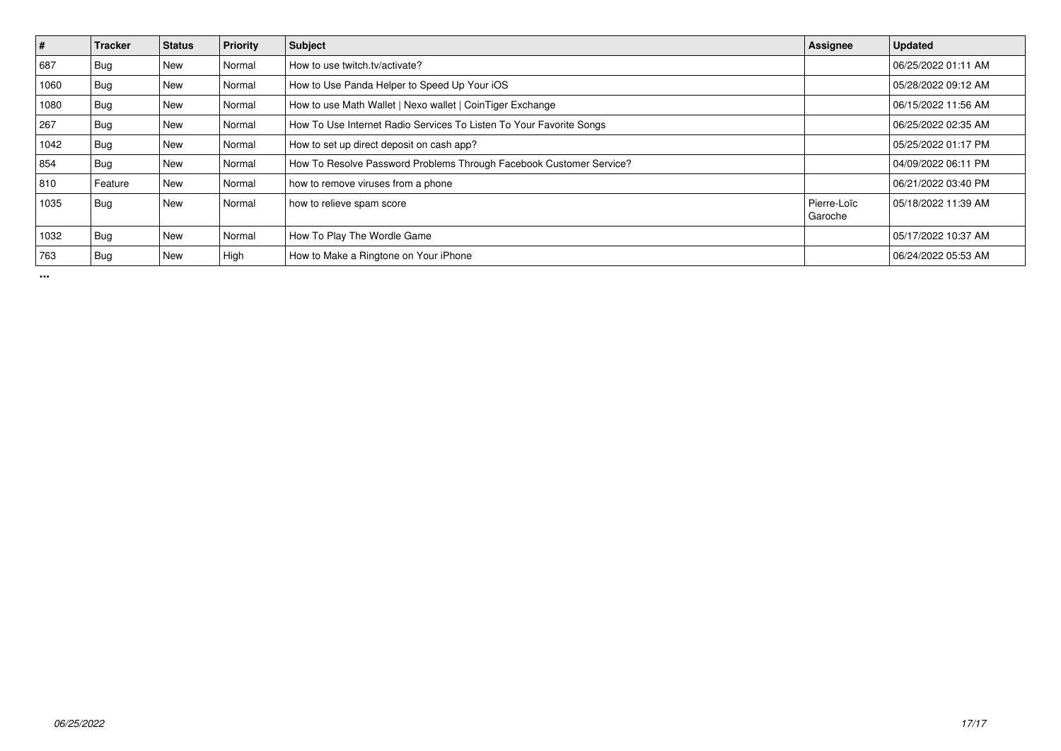| # | Tracker | Status | Priority | Subject | Assignee | Updated |
|---|---|---|---|---|---|---|
| 687 | Bug | New | Normal | How to use twitch.tv/activate? | | 06/25/2022 01:11 AM |
| 1060 | Bug | New | Normal | How to Use Panda Helper to Speed Up Your iOS | | 05/28/2022 09:12 AM |
| 1080 | Bug | New | Normal | How to use Math Wallet \| Nexo wallet \| CoinTiger Exchange | | 06/15/2022 11:56 AM |
| 267 | Bug | New | Normal | How To Use Internet Radio Services To Listen To Your Favorite Songs | | 06/25/2022 02:35 AM |
| 1042 | Bug | New | Normal | How to set up direct deposit on cash app? | | 05/25/2022 01:17 PM |
| 854 | Bug | New | Normal | How To Resolve Password Problems Through Facebook Customer Service? | | 04/09/2022 06:11 PM |
| 810 | Feature | New | Normal | how to remove viruses from a phone | | 06/21/2022 03:40 PM |
| 1035 | Bug | New | Normal | how to relieve spam score | Pierre-Loïc Garoche | 05/18/2022 11:39 AM |
| 1032 | Bug | New | Normal | How To Play The Wordle Game | | 05/17/2022 10:37 AM |
| 763 | Bug | New | High | How to Make a Ringtone on Your iPhone | | 06/24/2022 05:53 AM |

...